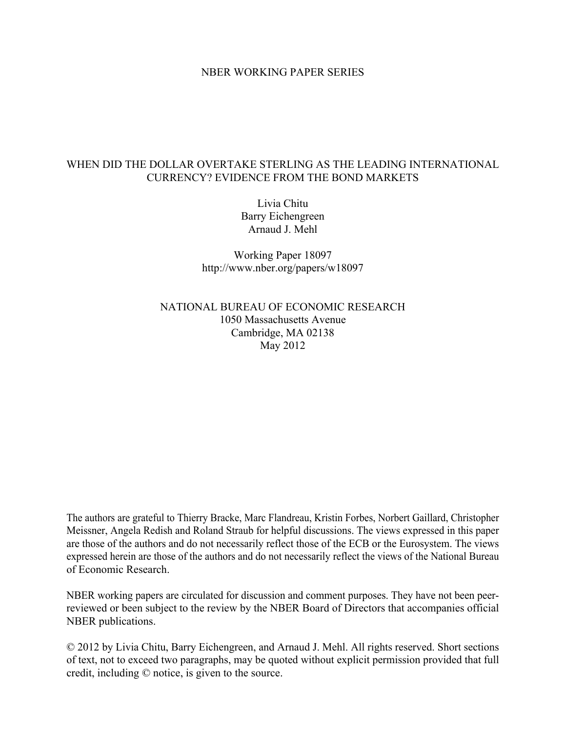NBER WORKING PAPER SERIES

# WHEN DID THE DOLLAR OVERTAKE STERLING AS THE LEADING INTERNATIONAL CURRENCY? EVIDENCE FROM THE BOND MARKETS

Livia Chitu
Barry Eichengreen
Arnaud J. Mehl

Working Paper 18097
http://www.nber.org/papers/w18097

NATIONAL BUREAU OF ECONOMIC RESEARCH
1050 Massachusetts Avenue
Cambridge, MA 02138
May 2012

The authors are grateful to Thierry Bracke, Marc Flandreau, Kristin Forbes, Norbert Gaillard, Christopher Meissner, Angela Redish and Roland Straub for helpful discussions. The views expressed in this paper are those of the authors and do not necessarily reflect those of the ECB or the Eurosystem. The views expressed herein are those of the authors and do not necessarily reflect the views of the National Bureau of Economic Research.

NBER working papers are circulated for discussion and comment purposes. They have not been peer-reviewed or been subject to the review by the NBER Board of Directors that accompanies official NBER publications.

© 2012 by Livia Chitu, Barry Eichengreen, and Arnaud J. Mehl. All rights reserved. Short sections of text, not to exceed two paragraphs, may be quoted without explicit permission provided that full credit, including © notice, is given to the source.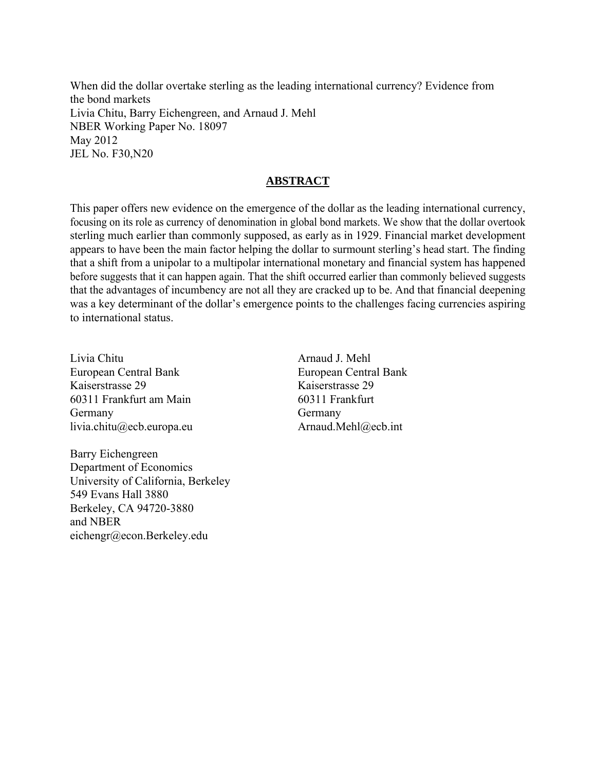When did the dollar overtake sterling as the leading international currency? Evidence from the bond markets
Livia Chitu, Barry Eichengreen, and Arnaud J. Mehl
NBER Working Paper No. 18097
May 2012
JEL No. F30,N20

## ABSTRACT

This paper offers new evidence on the emergence of the dollar as the leading international currency, focusing on its role as currency of denomination in global bond markets. We show that the dollar overtook sterling much earlier than commonly supposed, as early as in 1929. Financial market development appears to have been the main factor helping the dollar to surmount sterling's head start. The finding that a shift from a unipolar to a multipolar international monetary and financial system has happened before suggests that it can happen again. That the shift occurred earlier than commonly believed suggests that the advantages of incumbency are not all they are cracked up to be. And that financial deepening was a key determinant of the dollar's emergence points to the challenges facing currencies aspiring to international status.

Livia Chitu
European Central Bank
Kaiserstrasse 29
60311 Frankfurt am Main
Germany
livia.chitu@ecb.europa.eu

Barry Eichengreen
Department of Economics
University of California, Berkeley
549 Evans Hall 3880
Berkeley, CA 94720-3880
and NBER
eichengr@econ.Berkeley.edu

Arnaud J. Mehl
European Central Bank
Kaiserstrasse 29
60311 Frankfurt
Germany
Arnaud.Mehl@ecb.int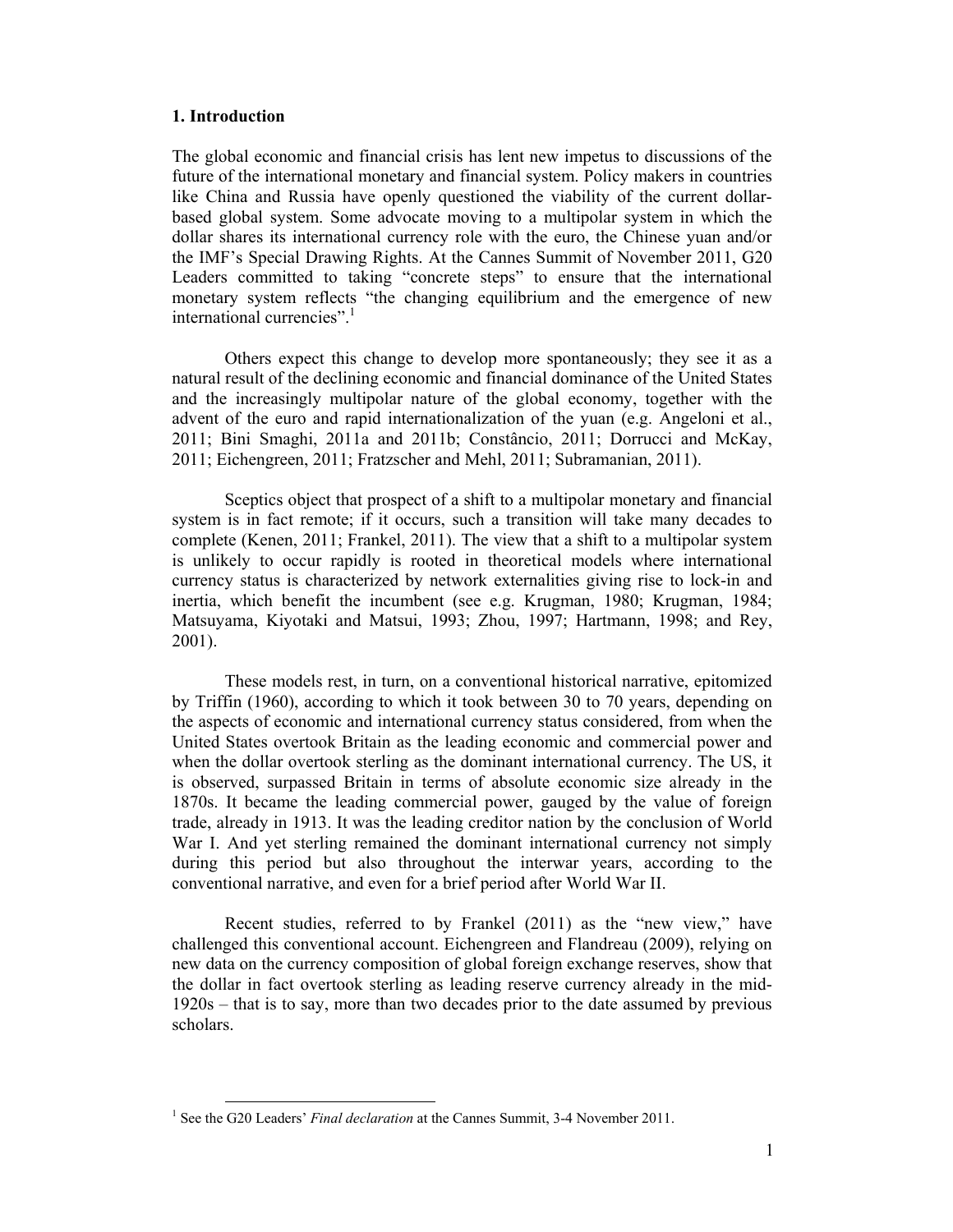## 1. Introduction

The global economic and financial crisis has lent new impetus to discussions of the future of the international monetary and financial system. Policy makers in countries like China and Russia have openly questioned the viability of the current dollar-based global system. Some advocate moving to a multipolar system in which the dollar shares its international currency role with the euro, the Chinese yuan and/or the IMF's Special Drawing Rights. At the Cannes Summit of November 2011, G20 Leaders committed to taking "concrete steps" to ensure that the international monetary system reflects "the changing equilibrium and the emergence of new international currencies".[1]

Others expect this change to develop more spontaneously; they see it as a natural result of the declining economic and financial dominance of the United States and the increasingly multipolar nature of the global economy, together with the advent of the euro and rapid internationalization of the yuan (e.g. Angeloni et al., 2011; Bini Smaghi, 2011a and 2011b; Constâncio, 2011; Dorrucci and McKay, 2011; Eichengreen, 2011; Fratzscher and Mehl, 2011; Subramanian, 2011).

Sceptics object that prospect of a shift to a multipolar monetary and financial system is in fact remote; if it occurs, such a transition will take many decades to complete (Kenen, 2011; Frankel, 2011). The view that a shift to a multipolar system is unlikely to occur rapidly is rooted in theoretical models where international currency status is characterized by network externalities giving rise to lock-in and inertia, which benefit the incumbent (see e.g. Krugman, 1980; Krugman, 1984; Matsuyama, Kiyotaki and Matsui, 1993; Zhou, 1997; Hartmann, 1998; and Rey, 2001).

These models rest, in turn, on a conventional historical narrative, epitomized by Triffin (1960), according to which it took between 30 to 70 years, depending on the aspects of economic and international currency status considered, from when the United States overtook Britain as the leading economic and commercial power and when the dollar overtook sterling as the dominant international currency. The US, it is observed, surpassed Britain in terms of absolute economic size already in the 1870s. It became the leading commercial power, gauged by the value of foreign trade, already in 1913. It was the leading creditor nation by the conclusion of World War I. And yet sterling remained the dominant international currency not simply during this period but also throughout the interwar years, according to the conventional narrative, and even for a brief period after World War II.

Recent studies, referred to by Frankel (2011) as the "new view," have challenged this conventional account. Eichengreen and Flandreau (2009), relying on new data on the currency composition of global foreign exchange reserves, show that the dollar in fact overtook sterling as leading reserve currency already in the mid-1920s – that is to say, more than two decades prior to the date assumed by previous scholars.

[1] See the G20 Leaders' *Final declaration* at the Cannes Summit, 3-4 November 2011.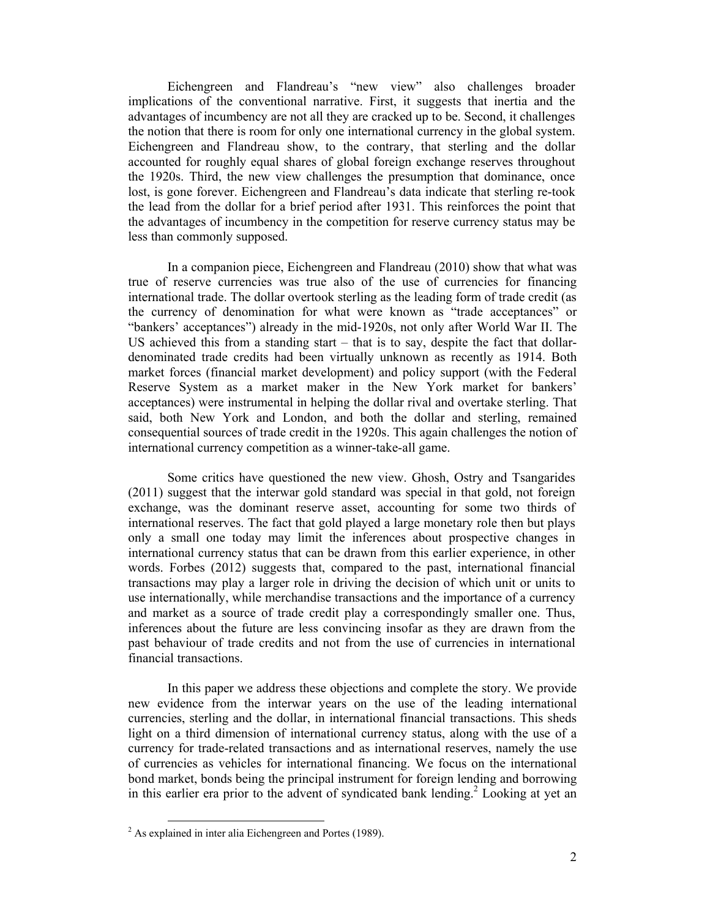Eichengreen and Flandreau's "new view" also challenges broader implications of the conventional narrative. First, it suggests that inertia and the advantages of incumbency are not all they are cracked up to be. Second, it challenges the notion that there is room for only one international currency in the global system. Eichengreen and Flandreau show, to the contrary, that sterling and the dollar accounted for roughly equal shares of global foreign exchange reserves throughout the 1920s. Third, the new view challenges the presumption that dominance, once lost, is gone forever. Eichengreen and Flandreau's data indicate that sterling re-took the lead from the dollar for a brief period after 1931. This reinforces the point that the advantages of incumbency in the competition for reserve currency status may be less than commonly supposed.

In a companion piece, Eichengreen and Flandreau (2010) show that what was true of reserve currencies was true also of the use of currencies for financing international trade. The dollar overtook sterling as the leading form of trade credit (as the currency of denomination for what were known as "trade acceptances" or "bankers' acceptances") already in the mid-1920s, not only after World War II. The US achieved this from a standing start – that is to say, despite the fact that dollar-denominated trade credits had been virtually unknown as recently as 1914. Both market forces (financial market development) and policy support (with the Federal Reserve System as a market maker in the New York market for bankers' acceptances) were instrumental in helping the dollar rival and overtake sterling. That said, both New York and London, and both the dollar and sterling, remained consequential sources of trade credit in the 1920s. This again challenges the notion of international currency competition as a winner-take-all game.

Some critics have questioned the new view. Ghosh, Ostry and Tsangarides (2011) suggest that the interwar gold standard was special in that gold, not foreign exchange, was the dominant reserve asset, accounting for some two thirds of international reserves. The fact that gold played a large monetary role then but plays only a small one today may limit the inferences about prospective changes in international currency status that can be drawn from this earlier experience, in other words. Forbes (2012) suggests that, compared to the past, international financial transactions may play a larger role in driving the decision of which unit or units to use internationally, while merchandise transactions and the importance of a currency and market as a source of trade credit play a correspondingly smaller one. Thus, inferences about the future are less convincing insofar as they are drawn from the past behaviour of trade credits and not from the use of currencies in international financial transactions.

In this paper we address these objections and complete the story. We provide new evidence from the interwar years on the use of the leading international currencies, sterling and the dollar, in international financial transactions. This sheds light on a third dimension of international currency status, along with the use of a currency for trade-related transactions and as international reserves, namely the use of currencies as vehicles for international financing. We focus on the international bond market, bonds being the principal instrument for foreign lending and borrowing in this earlier era prior to the advent of syndicated bank lending.[2] Looking at yet an

[2] As explained in inter alia Eichengreen and Portes (1989).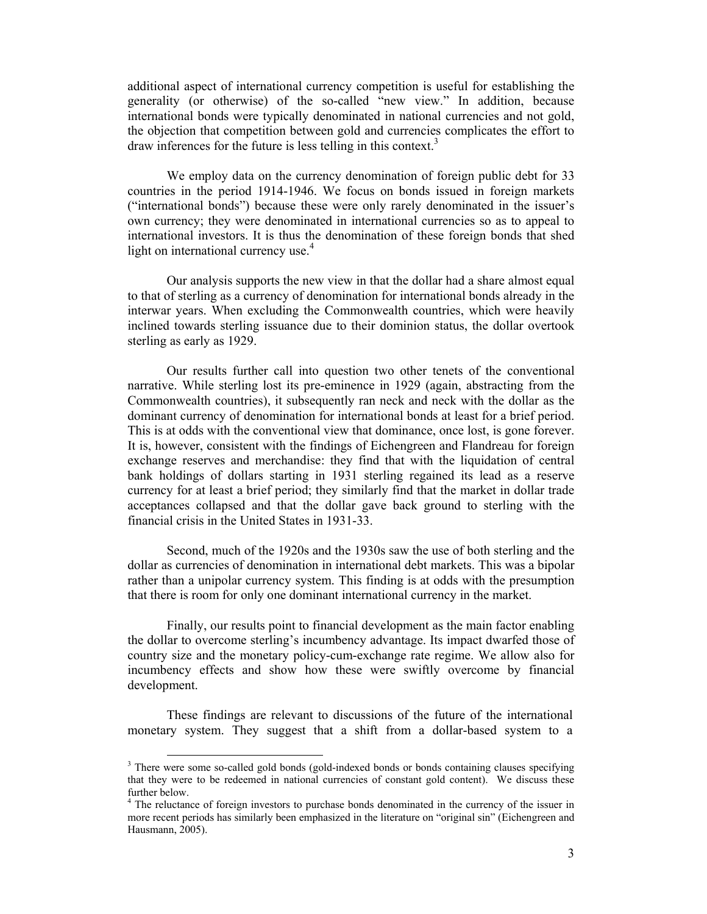additional aspect of international currency competition is useful for establishing the generality (or otherwise) of the so-called "new view." In addition, because international bonds were typically denominated in national currencies and not gold, the objection that competition between gold and currencies complicates the effort to draw inferences for the future is less telling in this context.[3]

We employ data on the currency denomination of foreign public debt for 33 countries in the period 1914-1946. We focus on bonds issued in foreign markets ("international bonds") because these were only rarely denominated in the issuer's own currency; they were denominated in international currencies so as to appeal to international investors. It is thus the denomination of these foreign bonds that shed light on international currency use.[4]

Our analysis supports the new view in that the dollar had a share almost equal to that of sterling as a currency of denomination for international bonds already in the interwar years. When excluding the Commonwealth countries, which were heavily inclined towards sterling issuance due to their dominion status, the dollar overtook sterling as early as 1929.

Our results further call into question two other tenets of the conventional narrative. While sterling lost its pre-eminence in 1929 (again, abstracting from the Commonwealth countries), it subsequently ran neck and neck with the dollar as the dominant currency of denomination for international bonds at least for a brief period. This is at odds with the conventional view that dominance, once lost, is gone forever. It is, however, consistent with the findings of Eichengreen and Flandreau for foreign exchange reserves and merchandise: they find that with the liquidation of central bank holdings of dollars starting in 1931 sterling regained its lead as a reserve currency for at least a brief period; they similarly find that the market in dollar trade acceptances collapsed and that the dollar gave back ground to sterling with the financial crisis in the United States in 1931-33.

Second, much of the 1920s and the 1930s saw the use of both sterling and the dollar as currencies of denomination in international debt markets. This was a bipolar rather than a unipolar currency system. This finding is at odds with the presumption that there is room for only one dominant international currency in the market.

Finally, our results point to financial development as the main factor enabling the dollar to overcome sterling's incumbency advantage. Its impact dwarfed those of country size and the monetary policy-cum-exchange rate regime. We allow also for incumbency effects and show how these were swiftly overcome by financial development.

These findings are relevant to discussions of the future of the international monetary system. They suggest that a shift from a dollar-based system to a

---

[3] There were some so-called gold bonds (gold-indexed bonds or bonds containing clauses specifying that they were to be redeemed in national currencies of constant gold content). We discuss these further below.

[4] The reluctance of foreign investors to purchase bonds denominated in the currency of the issuer in more recent periods has similarly been emphasized in the literature on "original sin" (Eichengreen and Hausmann, 2005).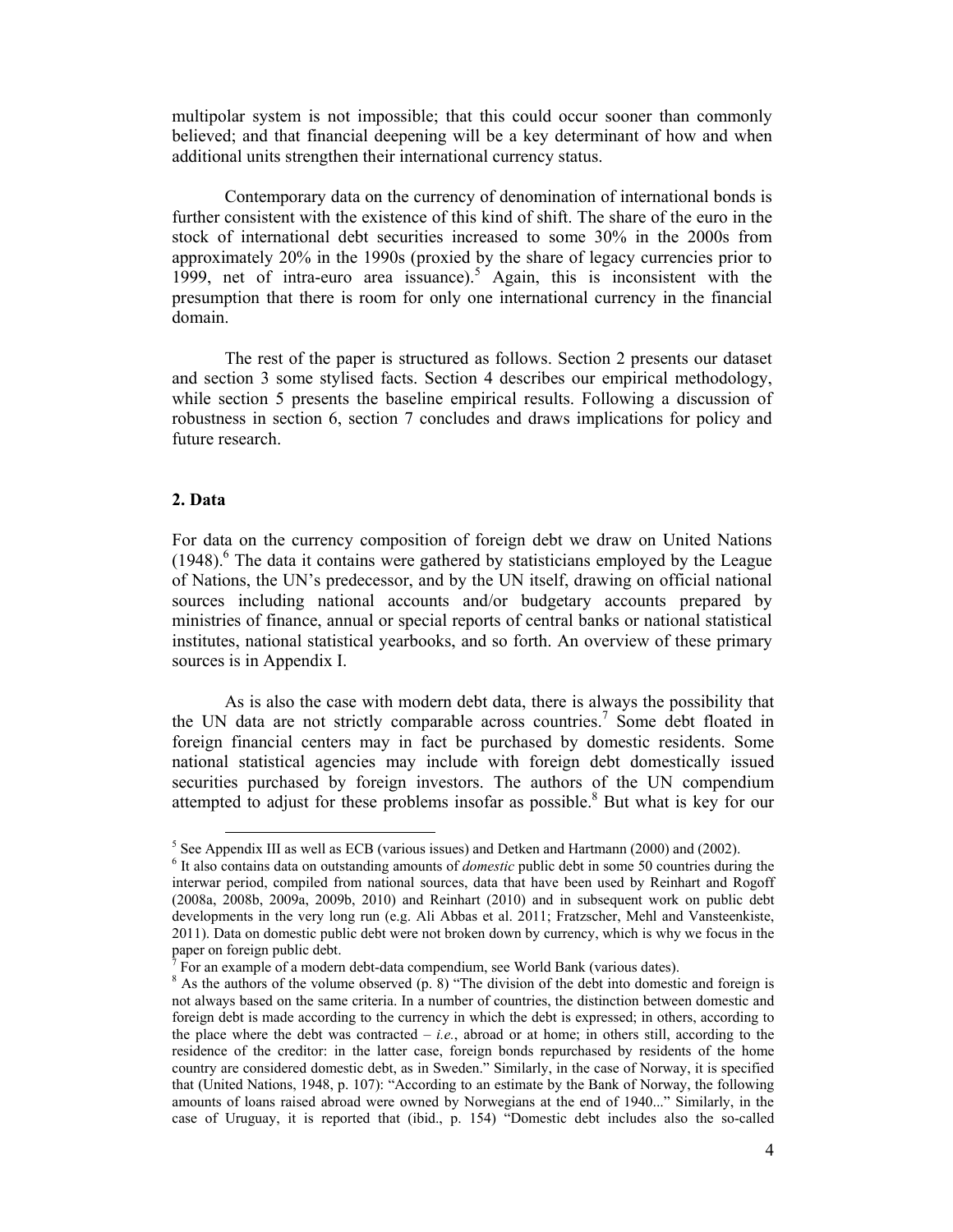multipolar system is not impossible; that this could occur sooner than commonly believed; and that financial deepening will be a key determinant of how and when additional units strengthen their international currency status.

Contemporary data on the currency of denomination of international bonds is further consistent with the existence of this kind of shift. The share of the euro in the stock of international debt securities increased to some 30% in the 2000s from approximately 20% in the 1990s (proxied by the share of legacy currencies prior to 1999, net of intra-euro area issuance).[5] Again, this is inconsistent with the presumption that there is room for only one international currency in the financial domain.

The rest of the paper is structured as follows. Section 2 presents our dataset and section 3 some stylised facts. Section 4 describes our empirical methodology, while section 5 presents the baseline empirical results. Following a discussion of robustness in section 6, section 7 concludes and draws implications for policy and future research.

## 2. Data

For data on the currency composition of foreign debt we draw on United Nations (1948).[6] The data it contains were gathered by statisticians employed by the League of Nations, the UN's predecessor, and by the UN itself, drawing on official national sources including national accounts and/or budgetary accounts prepared by ministries of finance, annual or special reports of central banks or national statistical institutes, national statistical yearbooks, and so forth. An overview of these primary sources is in Appendix I.

As is also the case with modern debt data, there is always the possibility that the UN data are not strictly comparable across countries.[7] Some debt floated in foreign financial centers may in fact be purchased by domestic residents. Some national statistical agencies may include with foreign debt domestically issued securities purchased by foreign investors. The authors of the UN compendium attempted to adjust for these problems insofar as possible.[8] But what is key for our

---

[5] See Appendix III as well as ECB (various issues) and Detken and Hartmann (2000) and (2002).

[6] It also contains data on outstanding amounts of *domestic* public debt in some 50 countries during the interwar period, compiled from national sources, data that have been used by Reinhart and Rogoff (2008a, 2008b, 2009a, 2009b, 2010) and Reinhart (2010) and in subsequent work on public debt developments in the very long run (e.g. Ali Abbas et al. 2011; Fratzscher, Mehl and Vansteenkiste, 2011). Data on domestic public debt were not broken down by currency, which is why we focus in the paper on foreign public debt.

[7] For an example of a modern debt-data compendium, see World Bank (various dates).

[8] As the authors of the volume observed (p. 8) "The division of the debt into domestic and foreign is not always based on the same criteria. In a number of countries, the distinction between domestic and foreign debt is made according to the currency in which the debt is expressed; in others, according to the place where the debt was contracted – *i.e.*, abroad or at home; in others still, according to the residence of the creditor: in the latter case, foreign bonds repurchased by residents of the home country are considered domestic debt, as in Sweden." Similarly, in the case of Norway, it is specified that (United Nations, 1948, p. 107): "According to an estimate by the Bank of Norway, the following amounts of loans raised abroad were owned by Norwegians at the end of 1940..." Similarly, in the case of Uruguay, it is reported that (ibid., p. 154) "Domestic debt includes also the so-called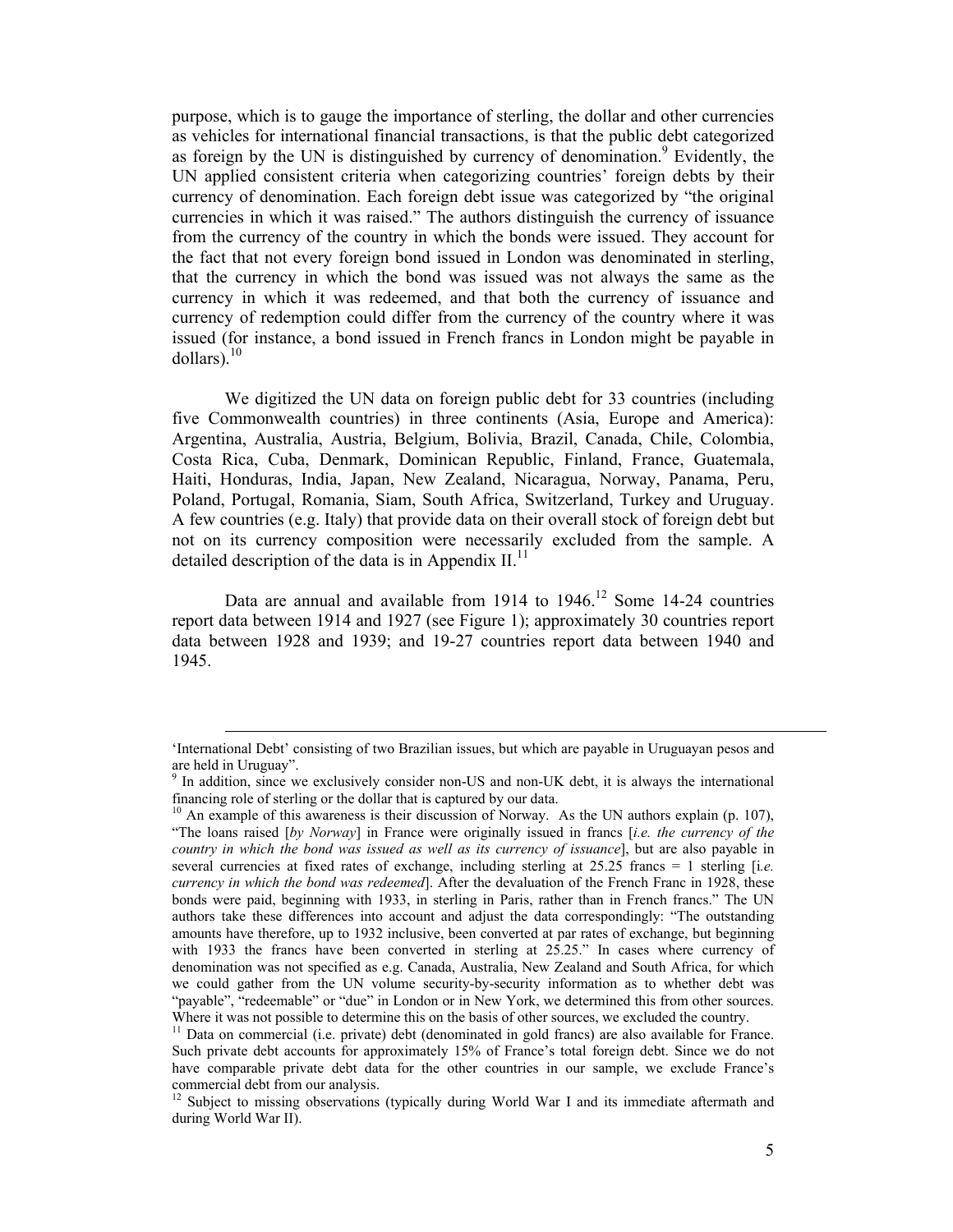purpose, which is to gauge the importance of sterling, the dollar and other currencies as vehicles for international financial transactions, is that the public debt categorized as foreign by the UN is distinguished by currency of denomination.[9] Evidently, the UN applied consistent criteria when categorizing countries' foreign debts by their currency of denomination. Each foreign debt issue was categorized by "the original currencies in which it was raised." The authors distinguish the currency of issuance from the currency of the country in which the bonds were issued. They account for the fact that not every foreign bond issued in London was denominated in sterling, that the currency in which the bond was issued was not always the same as the currency in which it was redeemed, and that both the currency of issuance and currency of redemption could differ from the currency of the country where it was issued (for instance, a bond issued in French francs in London might be payable in dollars).[10]

We digitized the UN data on foreign public debt for 33 countries (including five Commonwealth countries) in three continents (Asia, Europe and America): Argentina, Australia, Austria, Belgium, Bolivia, Brazil, Canada, Chile, Colombia, Costa Rica, Cuba, Denmark, Dominican Republic, Finland, France, Guatemala, Haiti, Honduras, India, Japan, New Zealand, Nicaragua, Norway, Panama, Peru, Poland, Portugal, Romania, Siam, South Africa, Switzerland, Turkey and Uruguay. A few countries (e.g. Italy) that provide data on their overall stock of foreign debt but not on its currency composition were necessarily excluded from the sample. A detailed description of the data is in Appendix II.[11]

Data are annual and available from 1914 to 1946.[12] Some 14-24 countries report data between 1914 and 1927 (see Figure 1); approximately 30 countries report data between 1928 and 1939; and 19-27 countries report data between 1940 and 1945.

---

'International Debt' consisting of two Brazilian issues, but which are payable in Uruguayan pesos and are held in Uruguay".

[9] In addition, since we exclusively consider non-US and non-UK debt, it is always the international financing role of sterling or the dollar that is captured by our data.

[10] An example of this awareness is their discussion of Norway. As the UN authors explain (p. 107), "The loans raised [*by Norway*] in France were originally issued in francs [*i.e. the currency of the country in which the bond was issued as well as its currency of issuance*], but are also payable in several currencies at fixed rates of exchange, including sterling at 25.25 francs = 1 sterling [*i.e. currency in which the bond was redeemed*]. After the devaluation of the French Franc in 1928, these bonds were paid, beginning with 1933, in sterling in Paris, rather than in French francs." The UN authors take these differences into account and adjust the data correspondingly: "The outstanding amounts have therefore, up to 1932 inclusive, been converted at par rates of exchange, but beginning with 1933 the francs have been converted in sterling at 25.25." In cases where currency of denomination was not specified as e.g. Canada, Australia, New Zealand and South Africa, for which we could gather from the UN volume security-by-security information as to whether debt was "payable", "redeemable" or "due" in London or in New York, we determined this from other sources. Where it was not possible to determine this on the basis of other sources, we excluded the country.

[11] Data on commercial (i.e. private) debt (denominated in gold francs) are also available for France. Such private debt accounts for approximately 15% of France's total foreign debt. Since we do not have comparable private debt data for the other countries in our sample, we exclude France's commercial debt from our analysis.

[12] Subject to missing observations (typically during World War I and its immediate aftermath and during World War II).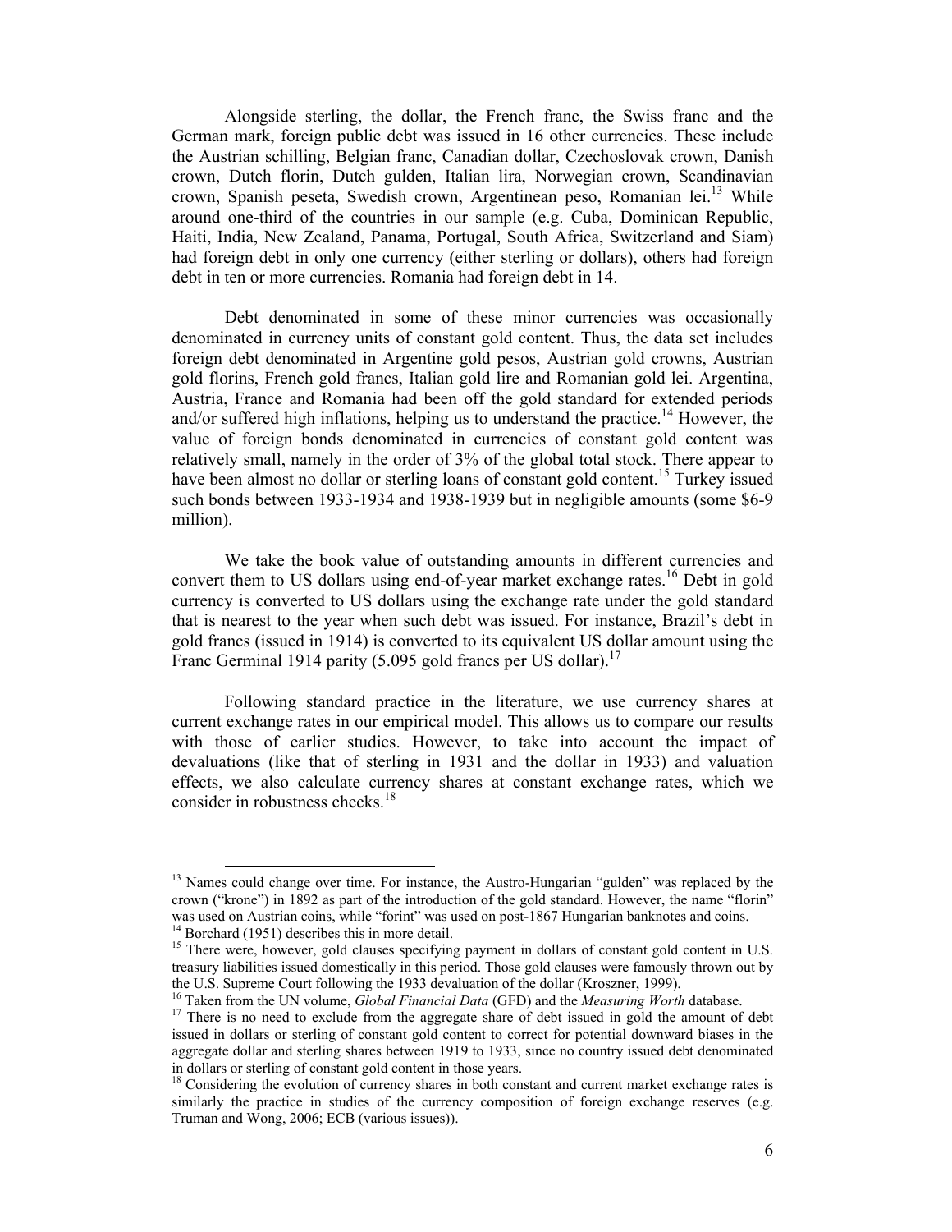Alongside sterling, the dollar, the French franc, the Swiss franc and the German mark, foreign public debt was issued in 16 other currencies. These include the Austrian schilling, Belgian franc, Canadian dollar, Czechoslovak crown, Danish crown, Dutch florin, Dutch gulden, Italian lira, Norwegian crown, Scandinavian crown, Spanish peseta, Swedish crown, Argentinean peso, Romanian lei.[13] While around one-third of the countries in our sample (e.g. Cuba, Dominican Republic, Haiti, India, New Zealand, Panama, Portugal, South Africa, Switzerland and Siam) had foreign debt in only one currency (either sterling or dollars), others had foreign debt in ten or more currencies. Romania had foreign debt in 14.

Debt denominated in some of these minor currencies was occasionally denominated in currency units of constant gold content. Thus, the data set includes foreign debt denominated in Argentine gold pesos, Austrian gold crowns, Austrian gold florins, French gold francs, Italian gold lire and Romanian gold lei. Argentina, Austria, France and Romania had been off the gold standard for extended periods and/or suffered high inflations, helping us to understand the practice.[14] However, the value of foreign bonds denominated in currencies of constant gold content was relatively small, namely in the order of 3% of the global total stock. There appear to have been almost no dollar or sterling loans of constant gold content.[15] Turkey issued such bonds between 1933-1934 and 1938-1939 but in negligible amounts (some $6-9 million).

We take the book value of outstanding amounts in different currencies and convert them to US dollars using end-of-year market exchange rates.[16] Debt in gold currency is converted to US dollars using the exchange rate under the gold standard that is nearest to the year when such debt was issued. For instance, Brazil's debt in gold francs (issued in 1914) is converted to its equivalent US dollar amount using the Franc Germinal 1914 parity (5.095 gold francs per US dollar).[17]

Following standard practice in the literature, we use currency shares at current exchange rates in our empirical model. This allows us to compare our results with those of earlier studies. However, to take into account the impact of devaluations (like that of sterling in 1931 and the dollar in 1933) and valuation effects, we also calculate currency shares at constant exchange rates, which we consider in robustness checks.[18]

---

[13] Names could change over time. For instance, the Austro-Hungarian "gulden" was replaced by the crown ("krone") in 1892 as part of the introduction of the gold standard. However, the name "florin" was used on Austrian coins, while "forint" was used on post-1867 Hungarian banknotes and coins.

[14] Borchard (1951) describes this in more detail.

[15] There were, however, gold clauses specifying payment in dollars of constant gold content in U.S. treasury liabilities issued domestically in this period. Those gold clauses were famously thrown out by the U.S. Supreme Court following the 1933 devaluation of the dollar (Kroszner, 1999).

[16] Taken from the UN volume, *Global Financial Data* (GFD) and the *Measuring Worth* database.

[17] There is no need to exclude from the aggregate share of debt issued in gold the amount of debt issued in dollars or sterling of constant gold content to correct for potential downward biases in the aggregate dollar and sterling shares between 1919 to 1933, since no country issued debt denominated in dollars or sterling of constant gold content in those years.

[18] Considering the evolution of currency shares in both constant and current market exchange rates is similarly the practice in studies of the currency composition of foreign exchange reserves (e.g. Truman and Wong, 2006; ECB (various issues)).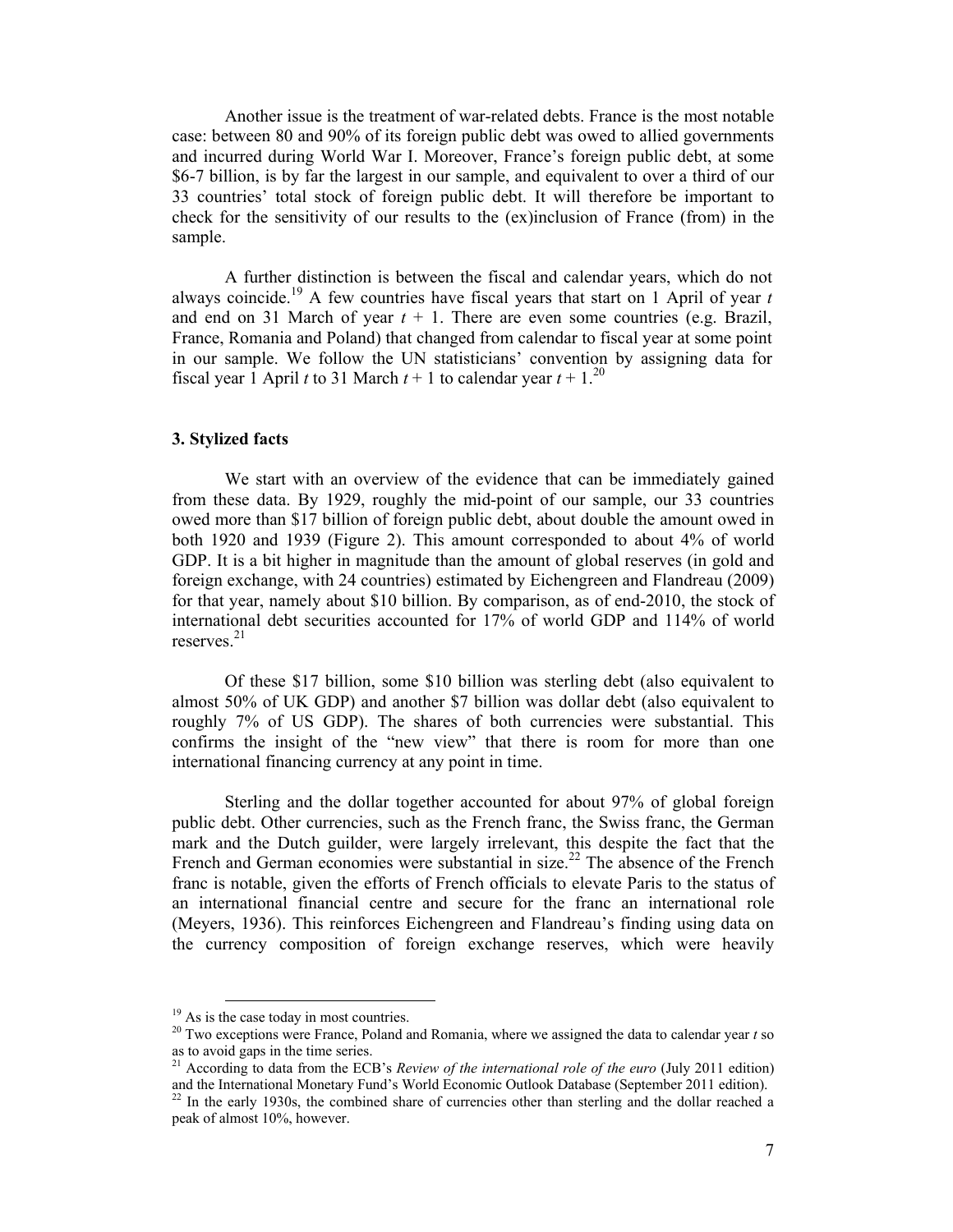Another issue is the treatment of war-related debts. France is the most notable case: between 80 and 90% of its foreign public debt was owed to allied governments and incurred during World War I. Moreover, France's foreign public debt, at some \$6-7 billion, is by far the largest in our sample, and equivalent to over a third of our 33 countries' total stock of foreign public debt. It will therefore be important to check for the sensitivity of our results to the (ex)inclusion of France (from) in the sample.

A further distinction is between the fiscal and calendar years, which do not always coincide.[19] A few countries have fiscal years that start on 1 April of year $t$ and end on 31 March of year $t + 1$. There are even some countries (e.g. Brazil, France, Romania and Poland) that changed from calendar to fiscal year at some point in our sample. We follow the UN statisticians' convention by assigning data for fiscal year 1 April $t$ to 31 March $t + 1$ to calendar year $t + 1$.[20]

### 3. Stylized facts

We start with an overview of the evidence that can be immediately gained from these data. By 1929, roughly the mid-point of our sample, our 33 countries owed more than \$17 billion of foreign public debt, about double the amount owed in both 1920 and 1939 (Figure 2). This amount corresponded to about 4% of world GDP. It is a bit higher in magnitude than the amount of global reserves (in gold and foreign exchange, with 24 countries) estimated by Eichengreen and Flandreau (2009) for that year, namely about \$10 billion. By comparison, as of end-2010, the stock of international debt securities accounted for 17% of world GDP and 114% of world reserves.[21]

Of these \$17 billion, some \$10 billion was sterling debt (also equivalent to almost 50% of UK GDP) and another \$7 billion was dollar debt (also equivalent to roughly 7% of US GDP). The shares of both currencies were substantial. This confirms the insight of the "new view" that there is room for more than one international financing currency at any point in time.

Sterling and the dollar together accounted for about 97% of global foreign public debt. Other currencies, such as the French franc, the Swiss franc, the German mark and the Dutch guilder, were largely irrelevant, this despite the fact that the French and German economies were substantial in size.[22] The absence of the French franc is notable, given the efforts of French officials to elevate Paris to the status of an international financial centre and secure for the franc an international role (Meyers, 1936). This reinforces Eichengreen and Flandreau's finding using data on the currency composition of foreign exchange reserves, which were heavily

[19] As is the case today in most countries.

[20] Two exceptions were France, Poland and Romania, where we assigned the data to calendar year $t$ so as to avoid gaps in the time series.

[21] According to data from the ECB's *Review of the international role of the euro* (July 2011 edition) and the International Monetary Fund's World Economic Outlook Database (September 2011 edition).

[22] In the early 1930s, the combined share of currencies other than sterling and the dollar reached a peak of almost 10%, however.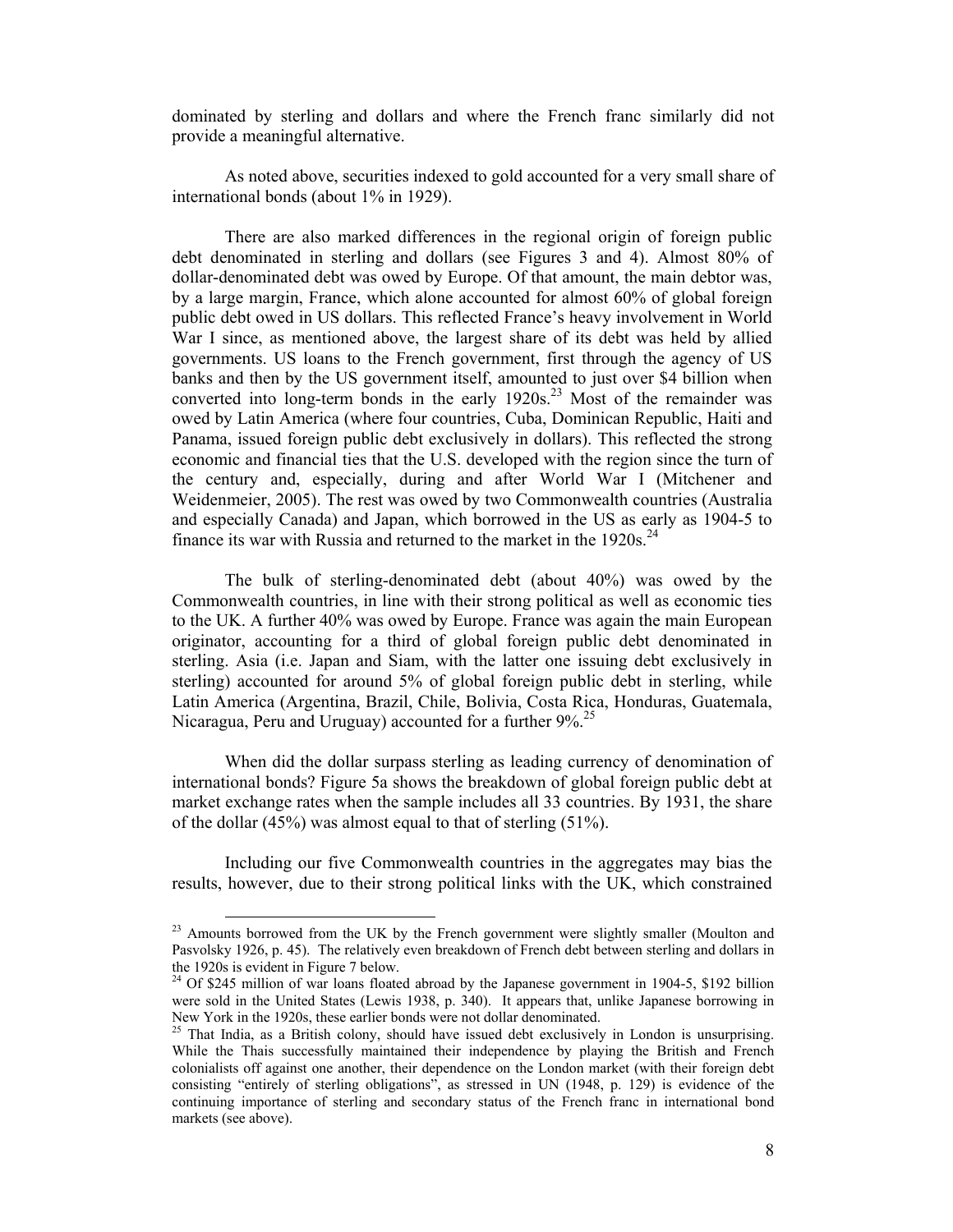dominated by sterling and dollars and where the French franc similarly did not provide a meaningful alternative.

As noted above, securities indexed to gold accounted for a very small share of international bonds (about 1% in 1929).

There are also marked differences in the regional origin of foreign public debt denominated in sterling and dollars (see Figures 3 and 4). Almost 80% of dollar-denominated debt was owed by Europe. Of that amount, the main debtor was, by a large margin, France, which alone accounted for almost 60% of global foreign public debt owed in US dollars. This reflected France's heavy involvement in World War I since, as mentioned above, the largest share of its debt was held by allied governments. US loans to the French government, first through the agency of US banks and then by the US government itself, amounted to just over $4 billion when converted into long-term bonds in the early 1920s.[23] Most of the remainder was owed by Latin America (where four countries, Cuba, Dominican Republic, Haiti and Panama, issued foreign public debt exclusively in dollars). This reflected the strong economic and financial ties that the U.S. developed with the region since the turn of the century and, especially, during and after World War I (Mitchener and Weidenmeier, 2005). The rest was owed by two Commonwealth countries (Australia and especially Canada) and Japan, which borrowed in the US as early as 1904-5 to finance its war with Russia and returned to the market in the 1920s.[24]

The bulk of sterling-denominated debt (about 40%) was owed by the Commonwealth countries, in line with their strong political as well as economic ties to the UK. A further 40% was owed by Europe. France was again the main European originator, accounting for a third of global foreign public debt denominated in sterling. Asia (i.e. Japan and Siam, with the latter one issuing debt exclusively in sterling) accounted for around 5% of global foreign public debt in sterling, while Latin America (Argentina, Brazil, Chile, Bolivia, Costa Rica, Honduras, Guatemala, Nicaragua, Peru and Uruguay) accounted for a further 9%.[25]

When did the dollar surpass sterling as leading currency of denomination of international bonds? Figure 5a shows the breakdown of global foreign public debt at market exchange rates when the sample includes all 33 countries. By 1931, the share of the dollar (45%) was almost equal to that of sterling (51%).

Including our five Commonwealth countries in the aggregates may bias the results, however, due to their strong political links with the UK, which constrained

[23] Amounts borrowed from the UK by the French government were slightly smaller (Moulton and Pasvolsky 1926, p. 45). The relatively even breakdown of French debt between sterling and dollars in the 1920s is evident in Figure 7 below.

[24] Of $245 million of war loans floated abroad by the Japanese government in 1904-5, $192 billion were sold in the United States (Lewis 1938, p. 340). It appears that, unlike Japanese borrowing in New York in the 1920s, these earlier bonds were not dollar denominated.

[25] That India, as a British colony, should have issued debt exclusively in London is unsurprising. While the Thais successfully maintained their independence by playing the British and French colonialists off against one another, their dependence on the London market (with their foreign debt consisting "entirely of sterling obligations", as stressed in UN (1948, p. 129) is evidence of the continuing importance of sterling and secondary status of the French franc in international bond markets (see above).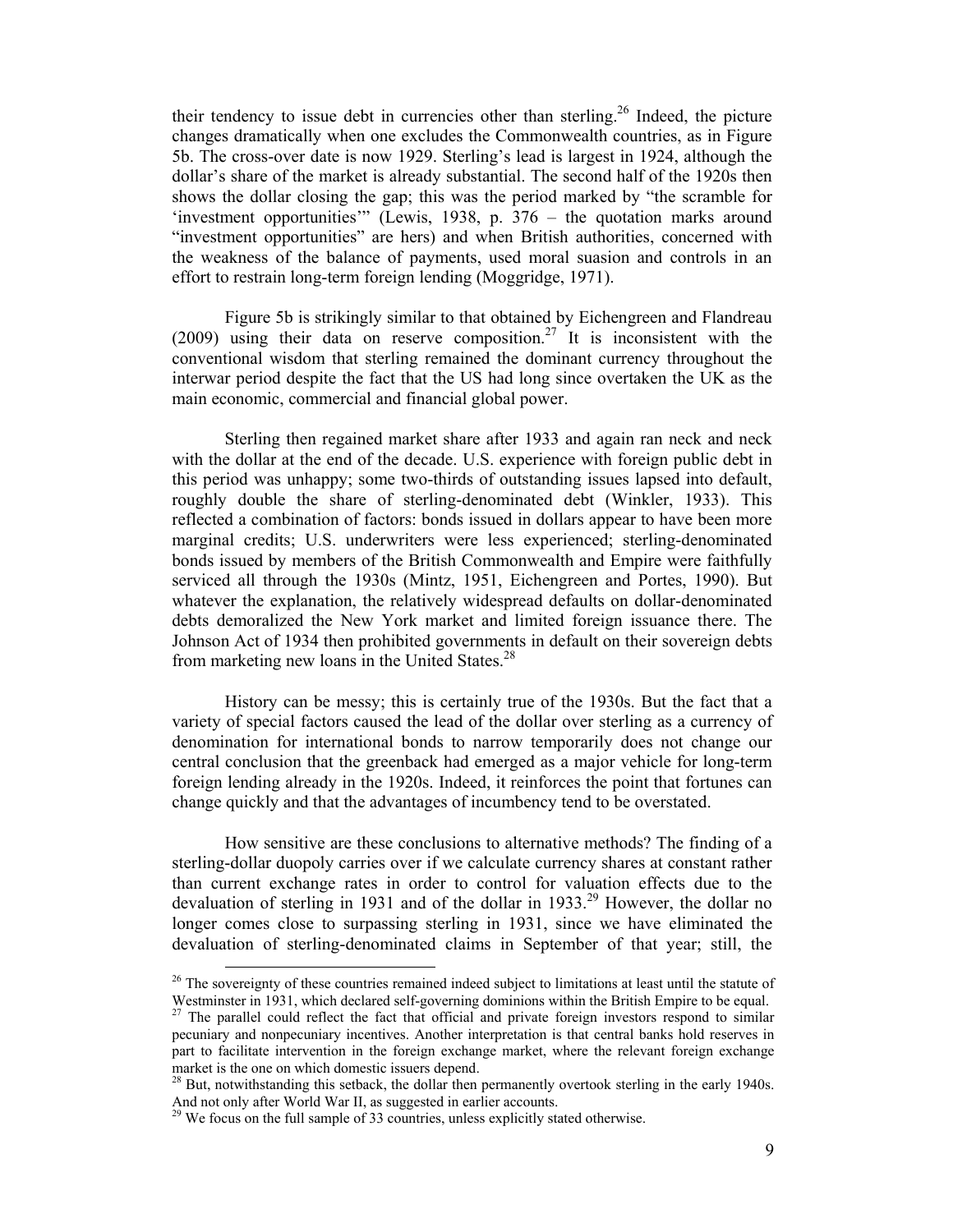their tendency to issue debt in currencies other than sterling.[26] Indeed, the picture changes dramatically when one excludes the Commonwealth countries, as in Figure 5b. The cross-over date is now 1929. Sterling's lead is largest in 1924, although the dollar's share of the market is already substantial. The second half of the 1920s then shows the dollar closing the gap; this was the period marked by "the scramble for 'investment opportunities'" (Lewis, 1938, p. 376 – the quotation marks around "investment opportunities" are hers) and when British authorities, concerned with the weakness of the balance of payments, used moral suasion and controls in an effort to restrain long-term foreign lending (Moggridge, 1971).

Figure 5b is strikingly similar to that obtained by Eichengreen and Flandreau (2009) using their data on reserve composition.[27] It is inconsistent with the conventional wisdom that sterling remained the dominant currency throughout the interwar period despite the fact that the US had long since overtaken the UK as the main economic, commercial and financial global power.

Sterling then regained market share after 1933 and again ran neck and neck with the dollar at the end of the decade. U.S. experience with foreign public debt in this period was unhappy; some two-thirds of outstanding issues lapsed into default, roughly double the share of sterling-denominated debt (Winkler, 1933). This reflected a combination of factors: bonds issued in dollars appear to have been more marginal credits; U.S. underwriters were less experienced; sterling-denominated bonds issued by members of the British Commonwealth and Empire were faithfully serviced all through the 1930s (Mintz, 1951, Eichengreen and Portes, 1990). But whatever the explanation, the relatively widespread defaults on dollar-denominated debts demoralized the New York market and limited foreign issuance there. The Johnson Act of 1934 then prohibited governments in default on their sovereign debts from marketing new loans in the United States.[28]

History can be messy; this is certainly true of the 1930s. But the fact that a variety of special factors caused the lead of the dollar over sterling as a currency of denomination for international bonds to narrow temporarily does not change our central conclusion that the greenback had emerged as a major vehicle for long-term foreign lending already in the 1920s. Indeed, it reinforces the point that fortunes can change quickly and that the advantages of incumbency tend to be overstated.

How sensitive are these conclusions to alternative methods? The finding of a sterling-dollar duopoly carries over if we calculate currency shares at constant rather than current exchange rates in order to control for valuation effects due to the devaluation of sterling in 1931 and of the dollar in 1933.[29] However, the dollar no longer comes close to surpassing sterling in 1931, since we have eliminated the devaluation of sterling-denominated claims in September of that year; still, the

---

[26] The sovereignty of these countries remained indeed subject to limitations at least until the statute of Westminster in 1931, which declared self-governing dominions within the British Empire to be equal.

[27] The parallel could reflect the fact that official and private foreign investors respond to similar pecuniary and nonpecuniary incentives. Another interpretation is that central banks hold reserves in part to facilitate intervention in the foreign exchange market, where the relevant foreign exchange market is the one on which domestic issuers depend.

[28] But, notwithstanding this setback, the dollar then permanently overtook sterling in the early 1940s. And not only after World War II, as suggested in earlier accounts.

[29] We focus on the full sample of 33 countries, unless explicitly stated otherwise.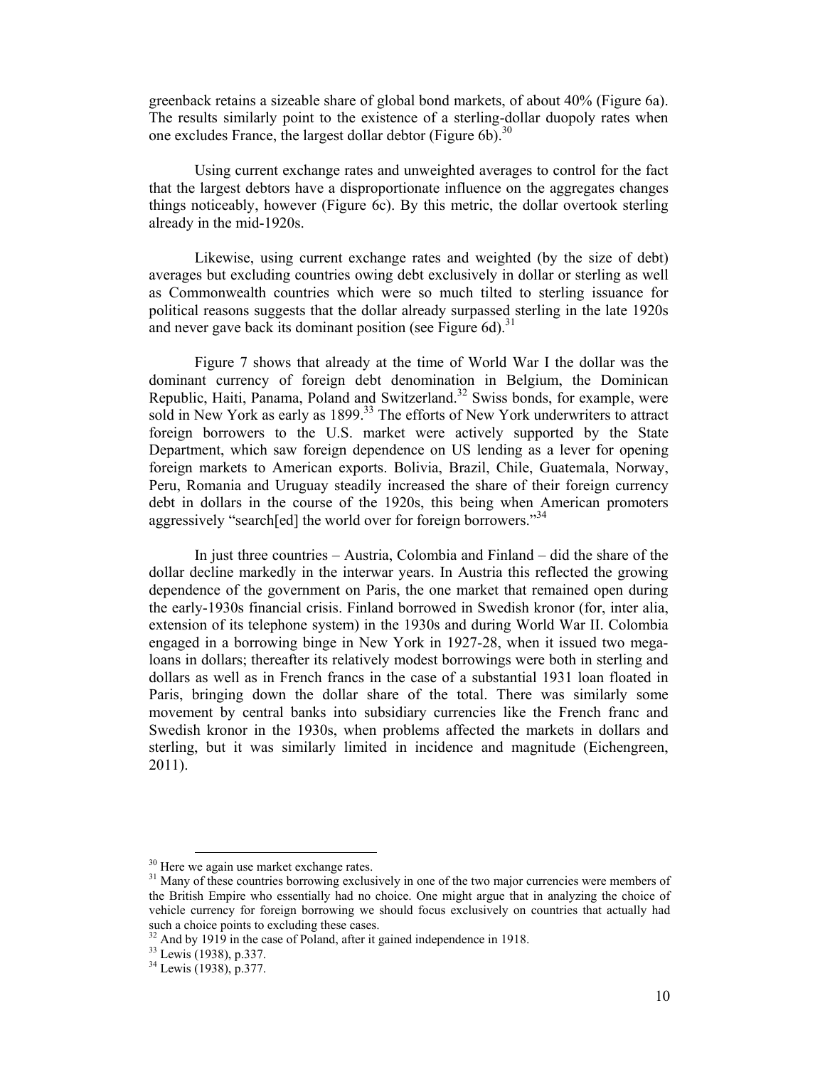greenback retains a sizeable share of global bond markets, of about 40% (Figure 6a). The results similarly point to the existence of a sterling-dollar duopoly rates when one excludes France, the largest dollar debtor (Figure 6b).[30]

Using current exchange rates and unweighted averages to control for the fact that the largest debtors have a disproportionate influence on the aggregates changes things noticeably, however (Figure 6c). By this metric, the dollar overtook sterling already in the mid-1920s.

Likewise, using current exchange rates and weighted (by the size of debt) averages but excluding countries owing debt exclusively in dollar or sterling as well as Commonwealth countries which were so much tilted to sterling issuance for political reasons suggests that the dollar already surpassed sterling in the late 1920s and never gave back its dominant position (see Figure 6d).[31]

Figure 7 shows that already at the time of World War I the dollar was the dominant currency of foreign debt denomination in Belgium, the Dominican Republic, Haiti, Panama, Poland and Switzerland.[32] Swiss bonds, for example, were sold in New York as early as 1899.[33] The efforts of New York underwriters to attract foreign borrowers to the U.S. market were actively supported by the State Department, which saw foreign dependence on US lending as a lever for opening foreign markets to American exports. Bolivia, Brazil, Chile, Guatemala, Norway, Peru, Romania and Uruguay steadily increased the share of their foreign currency debt in dollars in the course of the 1920s, this being when American promoters aggressively "search[ed] the world over for foreign borrowers."[34]

In just three countries – Austria, Colombia and Finland – did the share of the dollar decline markedly in the interwar years. In Austria this reflected the growing dependence of the government on Paris, the one market that remained open during the early-1930s financial crisis. Finland borrowed in Swedish kronor (for, inter alia, extension of its telephone system) in the 1930s and during World War II. Colombia engaged in a borrowing binge in New York in 1927-28, when it issued two mega-loans in dollars; thereafter its relatively modest borrowings were both in sterling and dollars as well as in French francs in the case of a substantial 1931 loan floated in Paris, bringing down the dollar share of the total. There was similarly some movement by central banks into subsidiary currencies like the French franc and Swedish kronor in the 1930s, when problems affected the markets in dollars and sterling, but it was similarly limited in incidence and magnitude (Eichengreen, 2011).

---

[30] Here we again use market exchange rates.

[31] Many of these countries borrowing exclusively in one of the two major currencies were members of the British Empire who essentially had no choice. One might argue that in analyzing the choice of vehicle currency for foreign borrowing we should focus exclusively on countries that actually had such a choice points to excluding these cases.

[32] And by 1919 in the case of Poland, after it gained independence in 1918.

[33] Lewis (1938), p.337.

[34] Lewis (1938), p.377.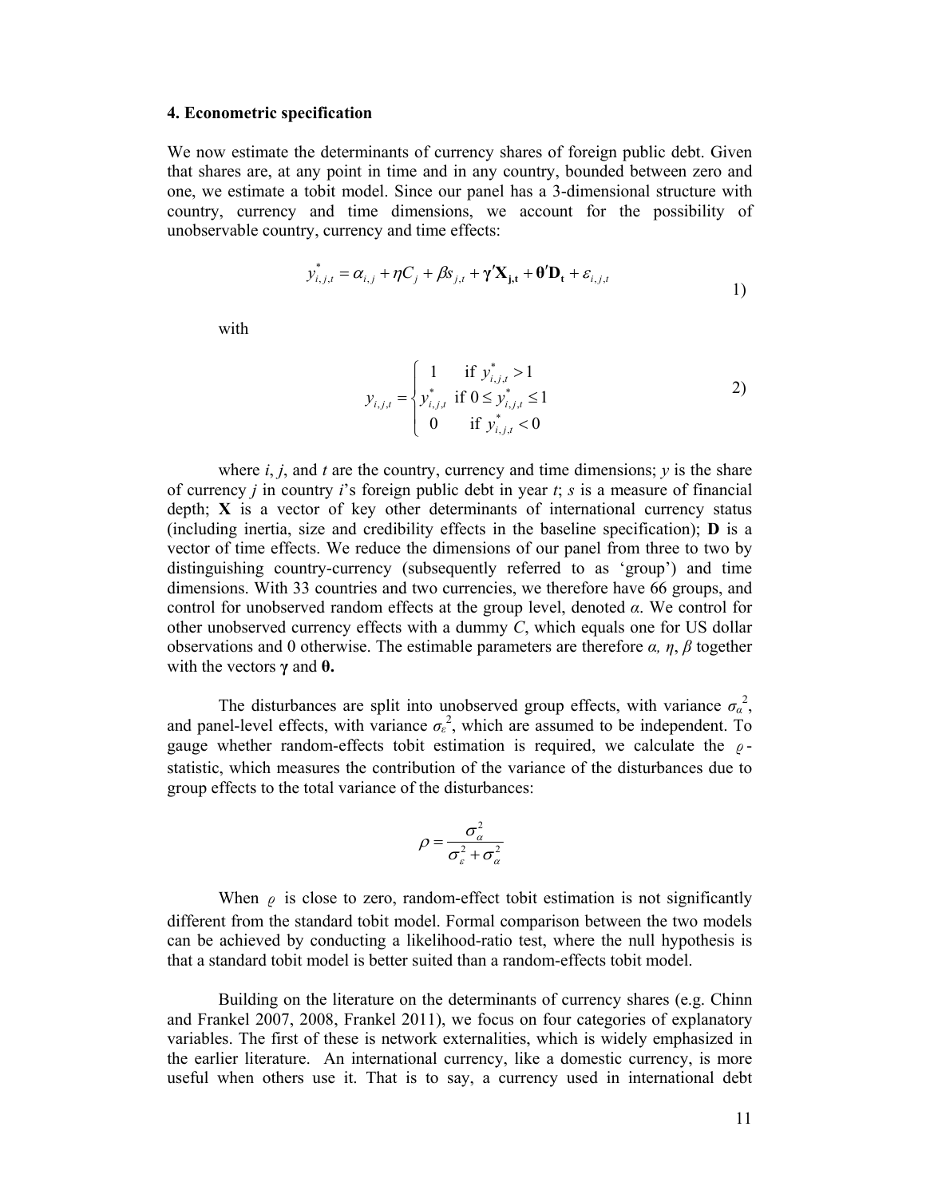### 4. Econometric specification

We now estimate the determinants of currency shares of foreign public debt. Given that shares are, at any point in time and in any country, bounded between zero and one, we estimate a tobit model. Since our panel has a 3-dimensional structure with country, currency and time dimensions, we account for the possibility of unobservable country, currency and time effects:

$$y^{*}_{i,j,t} = \alpha_{i,j} + \eta C_j + \beta s_{j,t} + \boldsymbol{\gamma}'\mathbf{X_{j,t}} + \boldsymbol{\theta}'\mathbf{D_t} + \varepsilon_{i,j,t} \tag{1}$$

with

$$y_{i,j,t} = \begin{cases} 1 & \text{if } y^{*}_{i,j,t} > 1 \\ y^{*}_{i,j,t} & \text{if } 0 \leq y^{*}_{i,j,t} \leq 1 \\ 0 & \text{if } y^{*}_{i,j,t} < 0 \end{cases} \tag{2}$$

where $i$, $j$, and $t$ are the country, currency and time dimensions; $y$ is the share of currency $j$ in country $i$'s foreign public debt in year $t$; $s$ is a measure of financial depth; **X** is a vector of key other determinants of international currency status (including inertia, size and credibility effects in the baseline specification); **D** is a vector of time effects. We reduce the dimensions of our panel from three to two by distinguishing country-currency (subsequently referred to as 'group') and time dimensions. With 33 countries and two currencies, we therefore have 66 groups, and control for unobserved random effects at the group level, denoted $\alpha$. We control for other unobserved currency effects with a dummy $C$, which equals one for US dollar observations and 0 otherwise. The estimable parameters are therefore $\alpha$, $\eta$, $\beta$ together with the vectors $\boldsymbol{\gamma}$ and $\boldsymbol{\theta}$.

The disturbances are split into unobserved group effects, with variance $\sigma_\alpha^2$, and panel-level effects, with variance $\sigma_\varepsilon^2$, which are assumed to be independent. To gauge whether random-effects tobit estimation is required, we calculate the $\rho$-statistic, which measures the contribution of the variance of the disturbances due to group effects to the total variance of the disturbances:

$$\rho = \frac{\sigma_\alpha^2}{\sigma_\varepsilon^2 + \sigma_\alpha^2}$$

When $\rho$ is close to zero, random-effect tobit estimation is not significantly different from the standard tobit model. Formal comparison between the two models can be achieved by conducting a likelihood-ratio test, where the null hypothesis is that a standard tobit model is better suited than a random-effects tobit model.

Building on the literature on the determinants of currency shares (e.g. Chinn and Frankel 2007, 2008, Frankel 2011), we focus on four categories of explanatory variables. The first of these is network externalities, which is widely emphasized in the earlier literature. An international currency, like a domestic currency, is more useful when others use it. That is to say, a currency used in international debt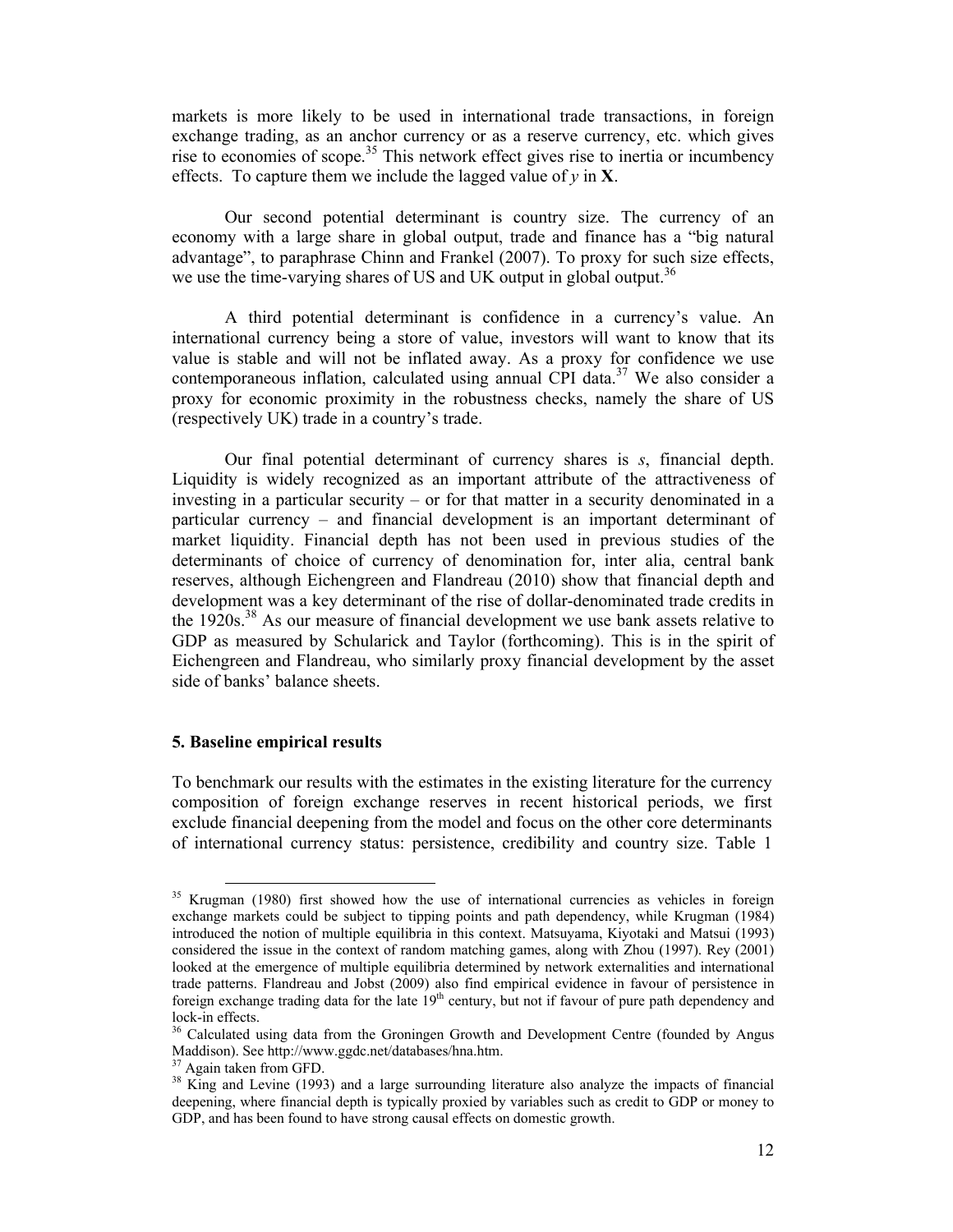markets is more likely to be used in international trade transactions, in foreign exchange trading, as an anchor currency or as a reserve currency, etc. which gives rise to economies of scope.[35] This network effect gives rise to inertia or incumbency effects. To capture them we include the lagged value of $y$ in $\mathbf{X}$.

Our second potential determinant is country size. The currency of an economy with a large share in global output, trade and finance has a "big natural advantage", to paraphrase Chinn and Frankel (2007). To proxy for such size effects, we use the time-varying shares of US and UK output in global output.[36]

A third potential determinant is confidence in a currency's value. An international currency being a store of value, investors will want to know that its value is stable and will not be inflated away. As a proxy for confidence we use contemporaneous inflation, calculated using annual CPI data.[37] We also consider a proxy for economic proximity in the robustness checks, namely the share of US (respectively UK) trade in a country's trade.

Our final potential determinant of currency shares is $s$, financial depth. Liquidity is widely recognized as an important attribute of the attractiveness of investing in a particular security – or for that matter in a security denominated in a particular currency – and financial development is an important determinant of market liquidity. Financial depth has not been used in previous studies of the determinants of choice of currency of denomination for, inter alia, central bank reserves, although Eichengreen and Flandreau (2010) show that financial depth and development was a key determinant of the rise of dollar-denominated trade credits in the 1920s.[38] As our measure of financial development we use bank assets relative to GDP as measured by Schularick and Taylor (forthcoming). This is in the spirit of Eichengreen and Flandreau, who similarly proxy financial development by the asset side of banks' balance sheets.

## 5. Baseline empirical results

To benchmark our results with the estimates in the existing literature for the currency composition of foreign exchange reserves in recent historical periods, we first exclude financial deepening from the model and focus on the other core determinants of international currency status: persistence, credibility and country size. Table 1

---

[35] Krugman (1980) first showed how the use of international currencies as vehicles in foreign exchange markets could be subject to tipping points and path dependency, while Krugman (1984) introduced the notion of multiple equilibria in this context. Matsuyama, Kiyotaki and Matsui (1993) considered the issue in the context of random matching games, along with Zhou (1997). Rey (2001) looked at the emergence of multiple equilibria determined by network externalities and international trade patterns. Flandreau and Jobst (2009) also find empirical evidence in favour of persistence in foreign exchange trading data for the late 19th century, but not if favour of pure path dependency and lock-in effects.

[36] Calculated using data from the Groningen Growth and Development Centre (founded by Angus Maddison). See http://www.ggdc.net/databases/hna.htm.

[37] Again taken from GFD.

[38] King and Levine (1993) and a large surrounding literature also analyze the impacts of financial deepening, where financial depth is typically proxied by variables such as credit to GDP or money to GDP, and has been found to have strong causal effects on domestic growth.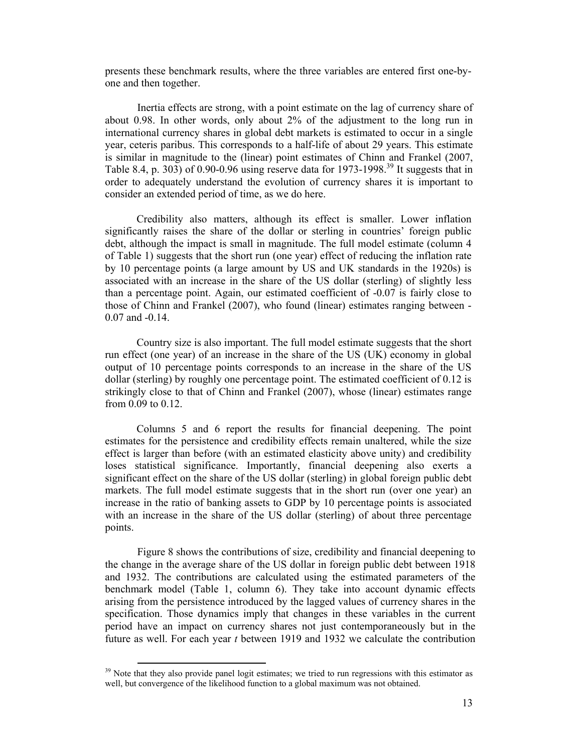presents these benchmark results, where the three variables are entered first one-by-one and then together.

Inertia effects are strong, with a point estimate on the lag of currency share of about 0.98. In other words, only about 2% of the adjustment to the long run in international currency shares in global debt markets is estimated to occur in a single year, ceteris paribus. This corresponds to a half-life of about 29 years. This estimate is similar in magnitude to the (linear) point estimates of Chinn and Frankel (2007, Table 8.4, p. 303) of 0.90-0.96 using reserve data for 1973-1998.[39] It suggests that in order to adequately understand the evolution of currency shares it is important to consider an extended period of time, as we do here.

Credibility also matters, although its effect is smaller. Lower inflation significantly raises the share of the dollar or sterling in countries' foreign public debt, although the impact is small in magnitude. The full model estimate (column 4 of Table 1) suggests that the short run (one year) effect of reducing the inflation rate by 10 percentage points (a large amount by US and UK standards in the 1920s) is associated with an increase in the share of the US dollar (sterling) of slightly less than a percentage point. Again, our estimated coefficient of -0.07 is fairly close to those of Chinn and Frankel (2007), who found (linear) estimates ranging between -0.07 and -0.14.

Country size is also important. The full model estimate suggests that the short run effect (one year) of an increase in the share of the US (UK) economy in global output of 10 percentage points corresponds to an increase in the share of the US dollar (sterling) by roughly one percentage point. The estimated coefficient of 0.12 is strikingly close to that of Chinn and Frankel (2007), whose (linear) estimates range from 0.09 to 0.12.

Columns 5 and 6 report the results for financial deepening. The point estimates for the persistence and credibility effects remain unaltered, while the size effect is larger than before (with an estimated elasticity above unity) and credibility loses statistical significance. Importantly, financial deepening also exerts a significant effect on the share of the US dollar (sterling) in global foreign public debt markets. The full model estimate suggests that in the short run (over one year) an increase in the ratio of banking assets to GDP by 10 percentage points is associated with an increase in the share of the US dollar (sterling) of about three percentage points.

Figure 8 shows the contributions of size, credibility and financial deepening to the change in the average share of the US dollar in foreign public debt between 1918 and 1932. The contributions are calculated using the estimated parameters of the benchmark model (Table 1, column 6). They take into account dynamic effects arising from the persistence introduced by the lagged values of currency shares in the specification. Those dynamics imply that changes in these variables in the current period have an impact on currency shares not just contemporaneously but in the future as well. For each year *t* between 1919 and 1932 we calculate the contribution

[39] Note that they also provide panel logit estimates; we tried to run regressions with this estimator as well, but convergence of the likelihood function to a global maximum was not obtained.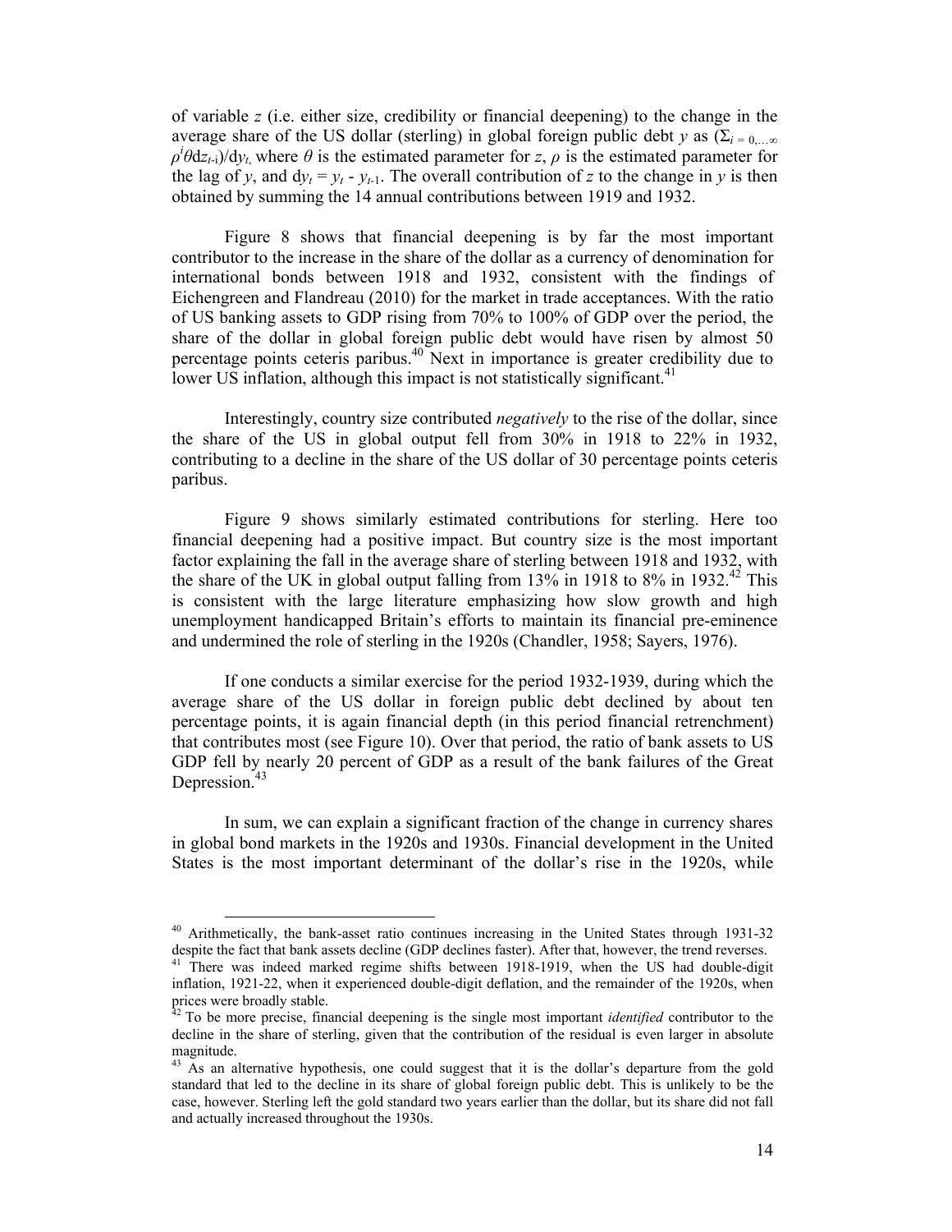of variable $z$ (i.e. either size, credibility or financial deepening) to the change in the average share of the US dollar (sterling) in global foreign public debt $y$ as $(\Sigma_{i=0,\ldots\infty} \rho^i \theta \mathrm{d}z_{t-i})/\mathrm{d}y_t$, where $\theta$ is the estimated parameter for $z$, $\rho$ is the estimated parameter for the lag of $y$, and $\mathrm{d}y_t = y_t - y_{t-1}$. The overall contribution of $z$ to the change in $y$ is then obtained by summing the 14 annual contributions between 1919 and 1932.

Figure 8 shows that financial deepening is by far the most important contributor to the increase in the share of the dollar as a currency of denomination for international bonds between 1918 and 1932, consistent with the findings of Eichengreen and Flandreau (2010) for the market in trade acceptances. With the ratio of US banking assets to GDP rising from 70% to 100% of GDP over the period, the share of the dollar in global foreign public debt would have risen by almost 50 percentage points ceteris paribus.[40] Next in importance is greater credibility due to lower US inflation, although this impact is not statistically significant.[41]

Interestingly, country size contributed *negatively* to the rise of the dollar, since the share of the US in global output fell from 30% in 1918 to 22% in 1932, contributing to a decline in the share of the US dollar of 30 percentage points ceteris paribus.

Figure 9 shows similarly estimated contributions for sterling. Here too financial deepening had a positive impact. But country size is the most important factor explaining the fall in the average share of sterling between 1918 and 1932, with the share of the UK in global output falling from 13% in 1918 to 8% in 1932.[42] This is consistent with the large literature emphasizing how slow growth and high unemployment handicapped Britain's efforts to maintain its financial pre-eminence and undermined the role of sterling in the 1920s (Chandler, 1958; Sayers, 1976).

If one conducts a similar exercise for the period 1932-1939, during which the average share of the US dollar in foreign public debt declined by about ten percentage points, it is again financial depth (in this period financial retrenchment) that contributes most (see Figure 10). Over that period, the ratio of bank assets to US GDP fell by nearly 20 percent of GDP as a result of the bank failures of the Great Depression.[43]

In sum, we can explain a significant fraction of the change in currency shares in global bond markets in the 1920s and 1930s. Financial development in the United States is the most important determinant of the dollar's rise in the 1920s, while

---

[40] Arithmetically, the bank-asset ratio continues increasing in the United States through 1931-32 despite the fact that bank assets decline (GDP declines faster). After that, however, the trend reverses.

[41] There was indeed marked regime shifts between 1918-1919, when the US had double-digit inflation, 1921-22, when it experienced double-digit deflation, and the remainder of the 1920s, when prices were broadly stable.

[42] To be more precise, financial deepening is the single most important *identified* contributor to the decline in the share of sterling, given that the contribution of the residual is even larger in absolute magnitude.

[43] As an alternative hypothesis, one could suggest that it is the dollar's departure from the gold standard that led to the decline in its share of global foreign public debt. This is unlikely to be the case, however. Sterling left the gold standard two years earlier than the dollar, but its share did not fall and actually increased throughout the 1930s.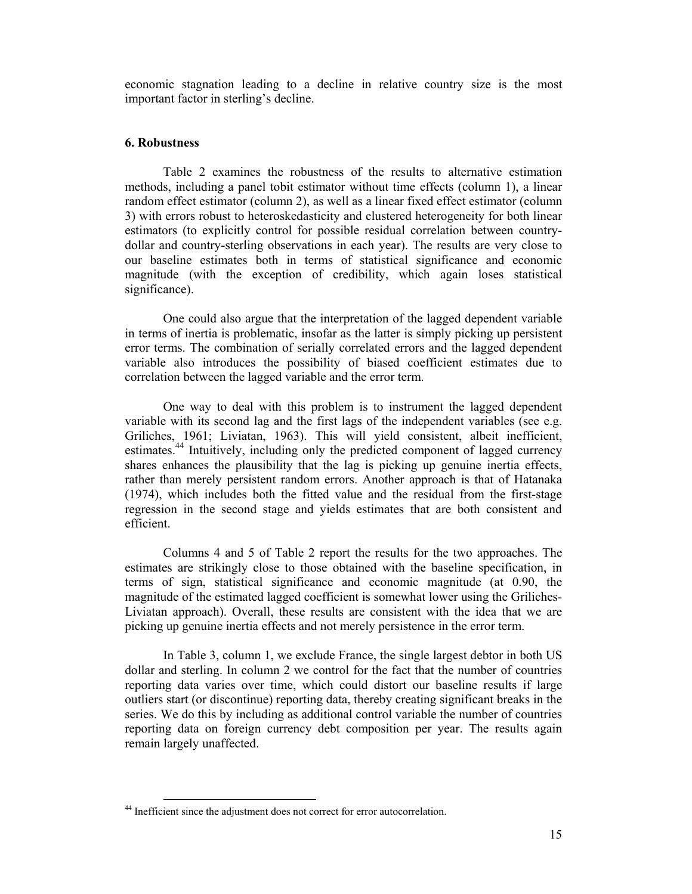economic stagnation leading to a decline in relative country size is the most important factor in sterling's decline.

## 6. Robustness

Table 2 examines the robustness of the results to alternative estimation methods, including a panel tobit estimator without time effects (column 1), a linear random effect estimator (column 2), as well as a linear fixed effect estimator (column 3) with errors robust to heteroskedasticity and clustered heterogeneity for both linear estimators (to explicitly control for possible residual correlation between country-dollar and country-sterling observations in each year). The results are very close to our baseline estimates both in terms of statistical significance and economic magnitude (with the exception of credibility, which again loses statistical significance).

One could also argue that the interpretation of the lagged dependent variable in terms of inertia is problematic, insofar as the latter is simply picking up persistent error terms. The combination of serially correlated errors and the lagged dependent variable also introduces the possibility of biased coefficient estimates due to correlation between the lagged variable and the error term.

One way to deal with this problem is to instrument the lagged dependent variable with its second lag and the first lags of the independent variables (see e.g. Griliches, 1961; Liviatan, 1963). This will yield consistent, albeit inefficient, estimates.[44] Intuitively, including only the predicted component of lagged currency shares enhances the plausibility that the lag is picking up genuine inertia effects, rather than merely persistent random errors. Another approach is that of Hatanaka (1974), which includes both the fitted value and the residual from the first-stage regression in the second stage and yields estimates that are both consistent and efficient.

Columns 4 and 5 of Table 2 report the results for the two approaches. The estimates are strikingly close to those obtained with the baseline specification, in terms of sign, statistical significance and economic magnitude (at 0.90, the magnitude of the estimated lagged coefficient is somewhat lower using the Griliches-Liviatan approach). Overall, these results are consistent with the idea that we are picking up genuine inertia effects and not merely persistence in the error term.

In Table 3, column 1, we exclude France, the single largest debtor in both US dollar and sterling. In column 2 we control for the fact that the number of countries reporting data varies over time, which could distort our baseline results if large outliers start (or discontinue) reporting data, thereby creating significant breaks in the series. We do this by including as additional control variable the number of countries reporting data on foreign currency debt composition per year. The results again remain largely unaffected.

[44] Inefficient since the adjustment does not correct for error autocorrelation.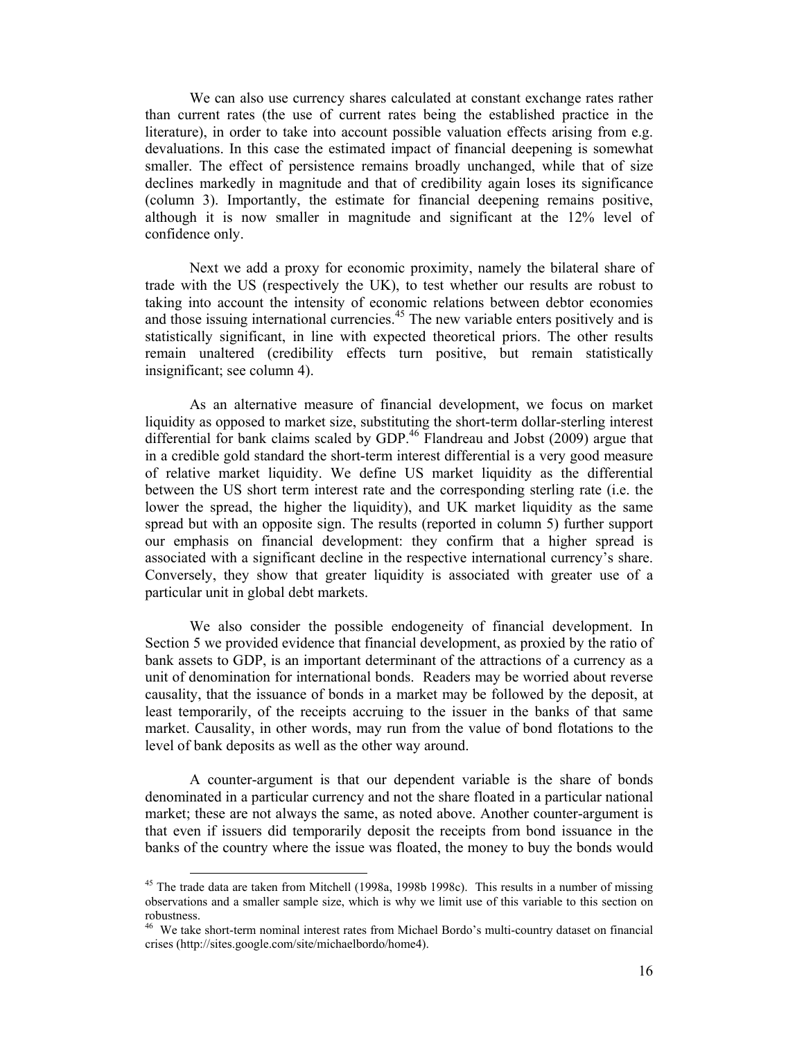We can also use currency shares calculated at constant exchange rates rather than current rates (the use of current rates being the established practice in the literature), in order to take into account possible valuation effects arising from e.g. devaluations. In this case the estimated impact of financial deepening is somewhat smaller. The effect of persistence remains broadly unchanged, while that of size declines markedly in magnitude and that of credibility again loses its significance (column 3). Importantly, the estimate for financial deepening remains positive, although it is now smaller in magnitude and significant at the 12% level of confidence only.

Next we add a proxy for economic proximity, namely the bilateral share of trade with the US (respectively the UK), to test whether our results are robust to taking into account the intensity of economic relations between debtor economies and those issuing international currencies.[45] The new variable enters positively and is statistically significant, in line with expected theoretical priors. The other results remain unaltered (credibility effects turn positive, but remain statistically insignificant; see column 4).

As an alternative measure of financial development, we focus on market liquidity as opposed to market size, substituting the short-term dollar-sterling interest differential for bank claims scaled by GDP.[46] Flandreau and Jobst (2009) argue that in a credible gold standard the short-term interest differential is a very good measure of relative market liquidity. We define US market liquidity as the differential between the US short term interest rate and the corresponding sterling rate (i.e. the lower the spread, the higher the liquidity), and UK market liquidity as the same spread but with an opposite sign. The results (reported in column 5) further support our emphasis on financial development: they confirm that a higher spread is associated with a significant decline in the respective international currency's share. Conversely, they show that greater liquidity is associated with greater use of a particular unit in global debt markets.

We also consider the possible endogeneity of financial development. In Section 5 we provided evidence that financial development, as proxied by the ratio of bank assets to GDP, is an important determinant of the attractions of a currency as a unit of denomination for international bonds. Readers may be worried about reverse causality, that the issuance of bonds in a market may be followed by the deposit, at least temporarily, of the receipts accruing to the issuer in the banks of that same market. Causality, in other words, may run from the value of bond flotations to the level of bank deposits as well as the other way around.

A counter-argument is that our dependent variable is the share of bonds denominated in a particular currency and not the share floated in a particular national market; these are not always the same, as noted above. Another counter-argument is that even if issuers did temporarily deposit the receipts from bond issuance in the banks of the country where the issue was floated, the money to buy the bonds would

---

[45] The trade data are taken from Mitchell (1998a, 1998b 1998c). This results in a number of missing observations and a smaller sample size, which is why we limit use of this variable to this section on robustness.

[46] We take short-term nominal interest rates from Michael Bordo's multi-country dataset on financial crises (http://sites.google.com/site/michaelbordo/home4).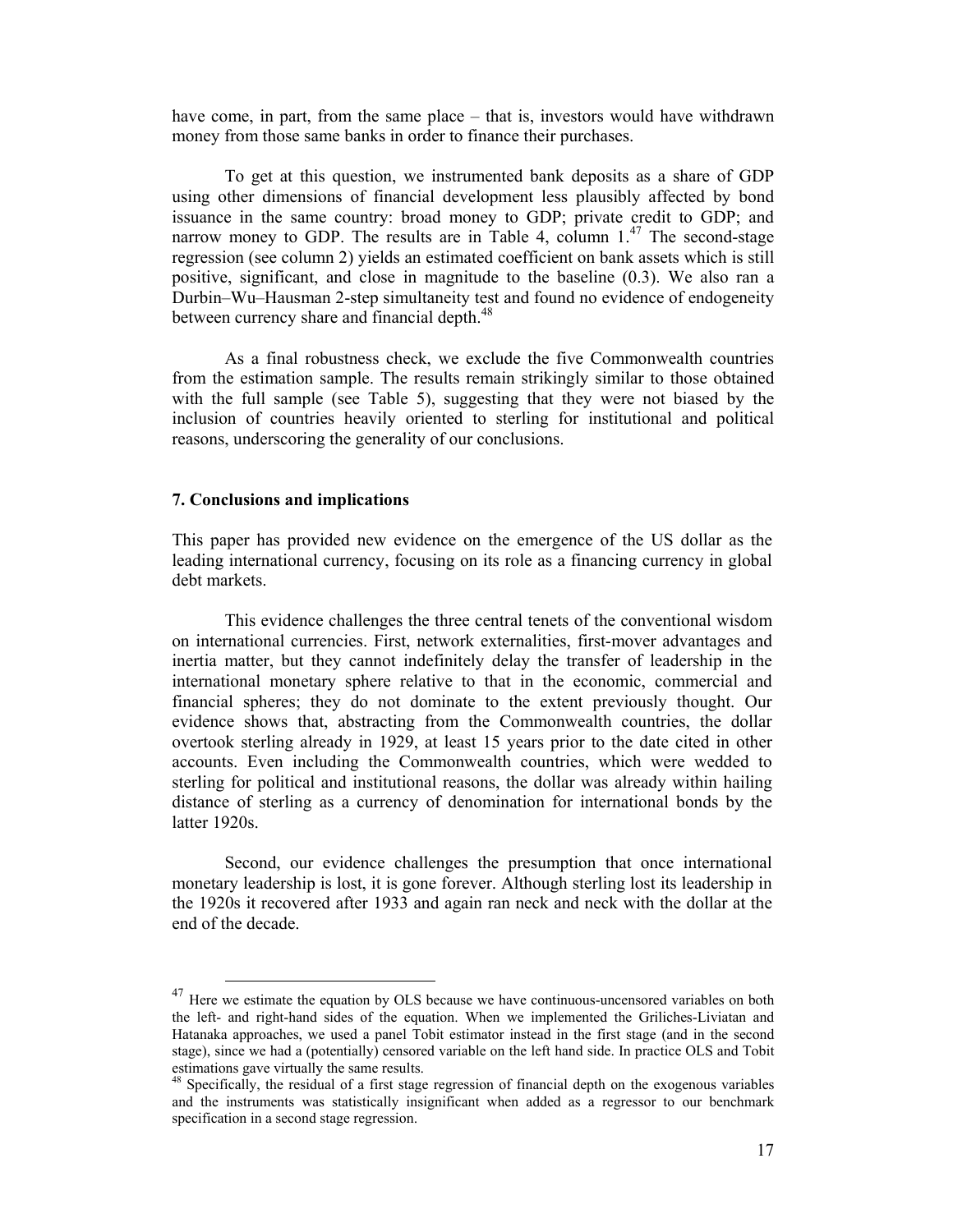have come, in part, from the same place – that is, investors would have withdrawn money from those same banks in order to finance their purchases.

To get at this question, we instrumented bank deposits as a share of GDP using other dimensions of financial development less plausibly affected by bond issuance in the same country: broad money to GDP; private credit to GDP; and narrow money to GDP. The results are in Table 4, column 1.[47] The second-stage regression (see column 2) yields an estimated coefficient on bank assets which is still positive, significant, and close in magnitude to the baseline (0.3). We also ran a Durbin–Wu–Hausman 2-step simultaneity test and found no evidence of endogeneity between currency share and financial depth.[48]

As a final robustness check, we exclude the five Commonwealth countries from the estimation sample. The results remain strikingly similar to those obtained with the full sample (see Table 5), suggesting that they were not biased by the inclusion of countries heavily oriented to sterling for institutional and political reasons, underscoring the generality of our conclusions.

## 7. Conclusions and implications

This paper has provided new evidence on the emergence of the US dollar as the leading international currency, focusing on its role as a financing currency in global debt markets.

This evidence challenges the three central tenets of the conventional wisdom on international currencies. First, network externalities, first-mover advantages and inertia matter, but they cannot indefinitely delay the transfer of leadership in the international monetary sphere relative to that in the economic, commercial and financial spheres; they do not dominate to the extent previously thought. Our evidence shows that, abstracting from the Commonwealth countries, the dollar overtook sterling already in 1929, at least 15 years prior to the date cited in other accounts. Even including the Commonwealth countries, which were wedded to sterling for political and institutional reasons, the dollar was already within hailing distance of sterling as a currency of denomination for international bonds by the latter 1920s.

Second, our evidence challenges the presumption that once international monetary leadership is lost, it is gone forever. Although sterling lost its leadership in the 1920s it recovered after 1933 and again ran neck and neck with the dollar at the end of the decade.

---

[47] Here we estimate the equation by OLS because we have continuous-uncensored variables on both the left- and right-hand sides of the equation. When we implemented the Griliches-Liviatan and Hatanaka approaches, we used a panel Tobit estimator instead in the first stage (and in the second stage), since we had a (potentially) censored variable on the left hand side. In practice OLS and Tobit estimations gave virtually the same results.

[48] Specifically, the residual of a first stage regression of financial depth on the exogenous variables and the instruments was statistically insignificant when added as a regressor to our benchmark specification in a second stage regression.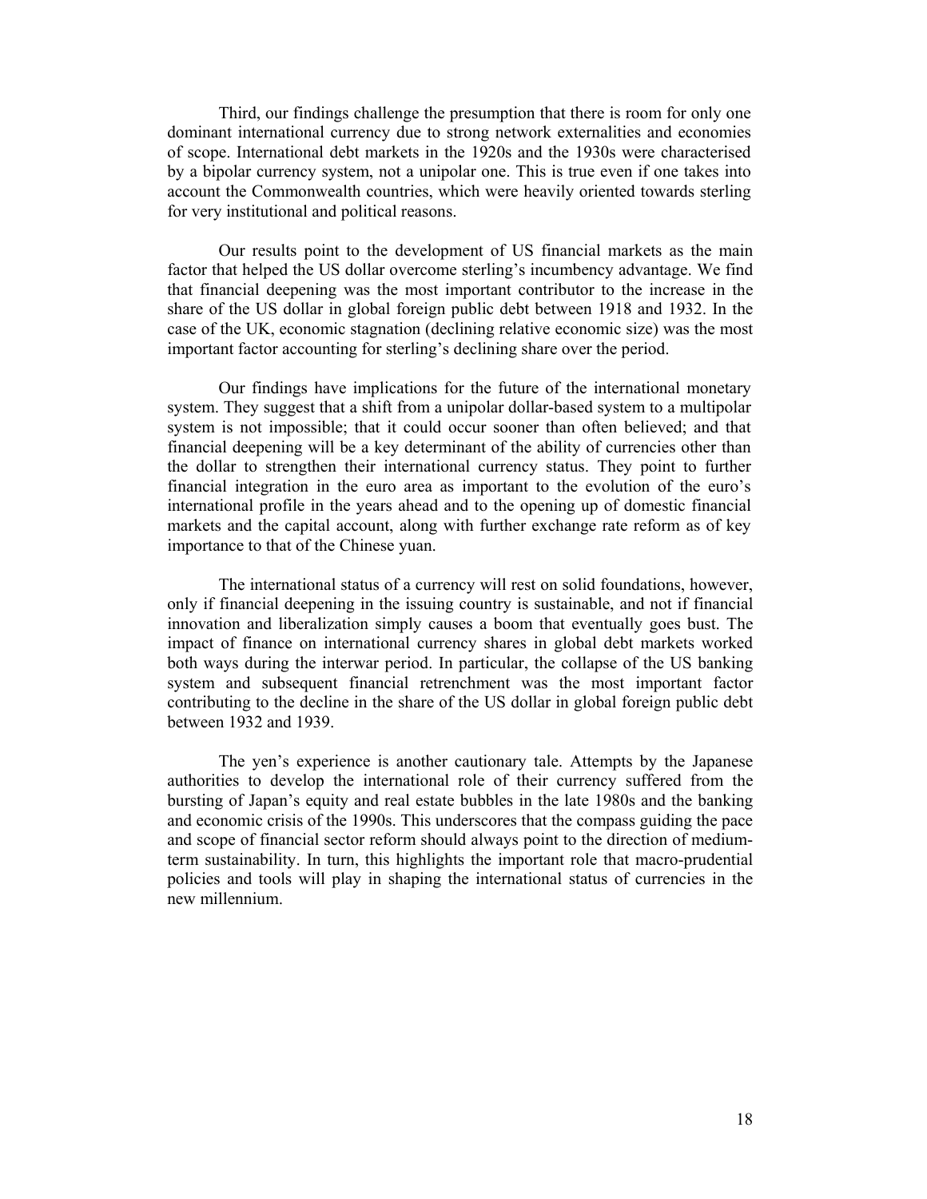Third, our findings challenge the presumption that there is room for only one dominant international currency due to strong network externalities and economies of scope. International debt markets in the 1920s and the 1930s were characterised by a bipolar currency system, not a unipolar one. This is true even if one takes into account the Commonwealth countries, which were heavily oriented towards sterling for very institutional and political reasons.

Our results point to the development of US financial markets as the main factor that helped the US dollar overcome sterling's incumbency advantage. We find that financial deepening was the most important contributor to the increase in the share of the US dollar in global foreign public debt between 1918 and 1932. In the case of the UK, economic stagnation (declining relative economic size) was the most important factor accounting for sterling's declining share over the period.

Our findings have implications for the future of the international monetary system. They suggest that a shift from a unipolar dollar-based system to a multipolar system is not impossible; that it could occur sooner than often believed; and that financial deepening will be a key determinant of the ability of currencies other than the dollar to strengthen their international currency status. They point to further financial integration in the euro area as important to the evolution of the euro's international profile in the years ahead and to the opening up of domestic financial markets and the capital account, along with further exchange rate reform as of key importance to that of the Chinese yuan.

The international status of a currency will rest on solid foundations, however, only if financial deepening in the issuing country is sustainable, and not if financial innovation and liberalization simply causes a boom that eventually goes bust. The impact of finance on international currency shares in global debt markets worked both ways during the interwar period. In particular, the collapse of the US banking system and subsequent financial retrenchment was the most important factor contributing to the decline in the share of the US dollar in global foreign public debt between 1932 and 1939.

The yen's experience is another cautionary tale. Attempts by the Japanese authorities to develop the international role of their currency suffered from the bursting of Japan's equity and real estate bubbles in the late 1980s and the banking and economic crisis of the 1990s. This underscores that the compass guiding the pace and scope of financial sector reform should always point to the direction of medium-term sustainability. In turn, this highlights the important role that macro-prudential policies and tools will play in shaping the international status of currencies in the new millennium.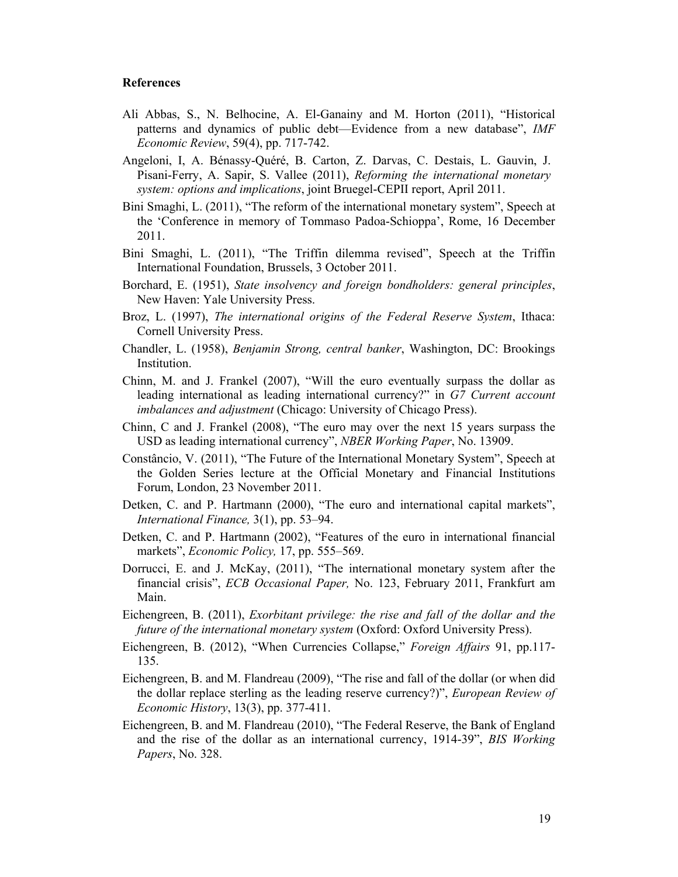**References**

Ali Abbas, S., N. Belhocine, A. El-Ganainy and M. Horton (2011), "Historical patterns and dynamics of public debt—Evidence from a new database", *IMF Economic Review*, 59(4), pp. 717-742.

Angeloni, I, A. Bénassy-Quéré, B. Carton, Z. Darvas, C. Destais, L. Gauvin, J. Pisani-Ferry, A. Sapir, S. Vallee (2011), *Reforming the international monetary system: options and implications*, joint Bruegel-CEPII report, April 2011.

Bini Smaghi, L. (2011), "The reform of the international monetary system", Speech at the 'Conference in memory of Tommaso Padoa-Schioppa', Rome, 16 December 2011.

Bini Smaghi, L. (2011), "The Triffin dilemma revised", Speech at the Triffin International Foundation, Brussels, 3 October 2011.

Borchard, E. (1951), *State insolvency and foreign bondholders: general principles*, New Haven: Yale University Press.

Broz, L. (1997), *The international origins of the Federal Reserve System*, Ithaca: Cornell University Press.

Chandler, L. (1958), *Benjamin Strong, central banker*, Washington, DC: Brookings Institution.

Chinn, M. and J. Frankel (2007), "Will the euro eventually surpass the dollar as leading international as leading international currency?" in *G7 Current account imbalances and adjustment* (Chicago: University of Chicago Press).

Chinn, C and J. Frankel (2008), "The euro may over the next 15 years surpass the USD as leading international currency", *NBER Working Paper*, No. 13909.

Constâncio, V. (2011), "The Future of the International Monetary System", Speech at the Golden Series lecture at the Official Monetary and Financial Institutions Forum, London, 23 November 2011.

Detken, C. and P. Hartmann (2000), "The euro and international capital markets", *International Finance,* 3(1), pp. 53–94.

Detken, C. and P. Hartmann (2002), "Features of the euro in international financial markets", *Economic Policy,* 17, pp. 555–569.

Dorrucci, E. and J. McKay, (2011), "The international monetary system after the financial crisis", *ECB Occasional Paper,* No. 123, February 2011, Frankfurt am Main.

Eichengreen, B. (2011), *Exorbitant privilege: the rise and fall of the dollar and the future of the international monetary system* (Oxford: Oxford University Press).

Eichengreen, B. (2012), "When Currencies Collapse," *Foreign Affairs* 91, pp.117-135.

Eichengreen, B. and M. Flandreau (2009), "The rise and fall of the dollar (or when did the dollar replace sterling as the leading reserve currency?)", *European Review of Economic History*, 13(3), pp. 377-411.

Eichengreen, B. and M. Flandreau (2010), "The Federal Reserve, the Bank of England and the rise of the dollar as an international currency, 1914-39", *BIS Working Papers*, No. 328.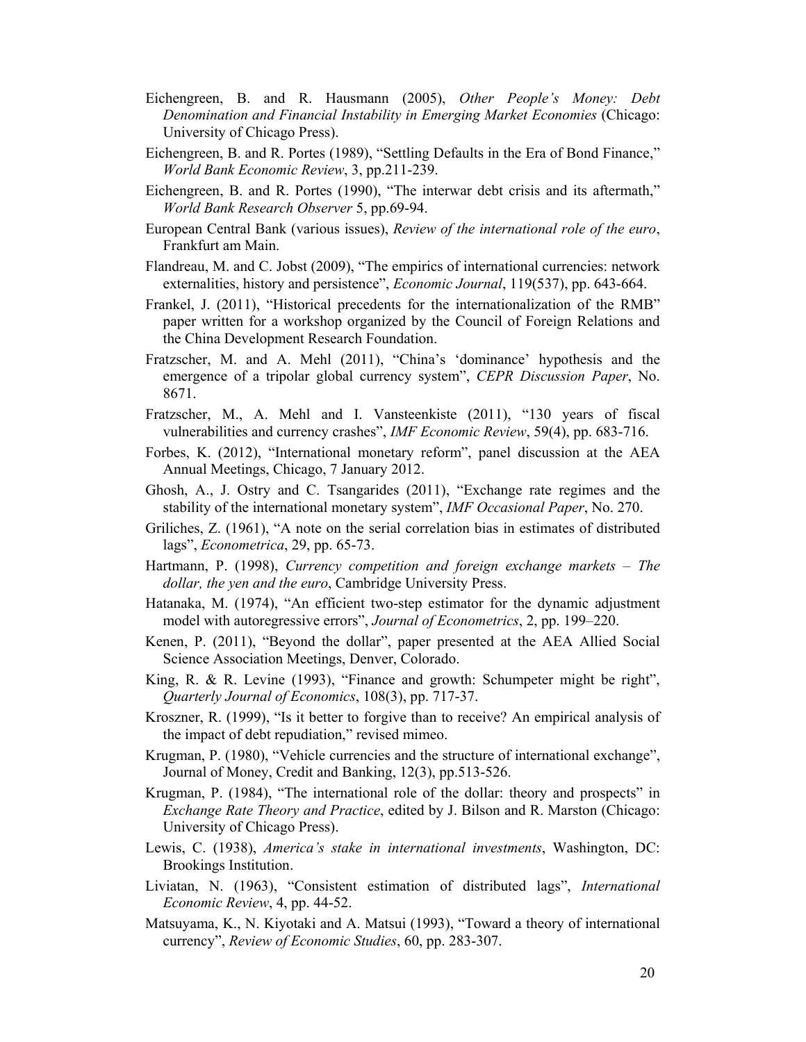Eichengreen, B. and R. Hausmann (2005), *Other People's Money: Debt Denomination and Financial Instability in Emerging Market Economies* (Chicago: University of Chicago Press).

Eichengreen, B. and R. Portes (1989), "Settling Defaults in the Era of Bond Finance," *World Bank Economic Review*, 3, pp.211-239.

Eichengreen, B. and R. Portes (1990), "The interwar debt crisis and its aftermath," *World Bank Research Observer* 5, pp.69-94.

European Central Bank (various issues), *Review of the international role of the euro*, Frankfurt am Main.

Flandreau, M. and C. Jobst (2009), "The empirics of international currencies: network externalities, history and persistence", *Economic Journal*, 119(537), pp. 643-664.

Frankel, J. (2011), "Historical precedents for the internationalization of the RMB" paper written for a workshop organized by the Council of Foreign Relations and the China Development Research Foundation.

Fratzscher, M. and A. Mehl (2011), "China's 'dominance' hypothesis and the emergence of a tripolar global currency system", *CEPR Discussion Paper*, No. 8671.

Fratzscher, M., A. Mehl and I. Vansteenkiste (2011), "130 years of fiscal vulnerabilities and currency crashes", *IMF Economic Review*, 59(4), pp. 683-716.

Forbes, K. (2012), "International monetary reform", panel discussion at the AEA Annual Meetings, Chicago, 7 January 2012.

Ghosh, A., J. Ostry and C. Tsangarides (2011), "Exchange rate regimes and the stability of the international monetary system", *IMF Occasional Paper*, No. 270.

Griliches, Z. (1961), "A note on the serial correlation bias in estimates of distributed lags", *Econometrica*, 29, pp. 65-73.

Hartmann, P. (1998), *Currency competition and foreign exchange markets – The dollar, the yen and the euro*, Cambridge University Press.

Hatanaka, M. (1974), "An efficient two-step estimator for the dynamic adjustment model with autoregressive errors", *Journal of Econometrics*, 2, pp. 199–220.

Kenen, P. (2011), "Beyond the dollar", paper presented at the AEA Allied Social Science Association Meetings, Denver, Colorado.

King, R. & R. Levine (1993), "Finance and growth: Schumpeter might be right", *Quarterly Journal of Economics*, 108(3), pp. 717-37.

Kroszner, R. (1999), "Is it better to forgive than to receive? An empirical analysis of the impact of debt repudiation," revised mimeo.

Krugman, P. (1980), "Vehicle currencies and the structure of international exchange", Journal of Money, Credit and Banking, 12(3), pp.513-526.

Krugman, P. (1984), "The international role of the dollar: theory and prospects" in *Exchange Rate Theory and Practice*, edited by J. Bilson and R. Marston (Chicago: University of Chicago Press).

Lewis, C. (1938), *America's stake in international investments*, Washington, DC: Brookings Institution.

Liviatan, N. (1963), "Consistent estimation of distributed lags", *International Economic Review*, 4, pp. 44-52.

Matsuyama, K., N. Kiyotaki and A. Matsui (1993), "Toward a theory of international currency", *Review of Economic Studies*, 60, pp. 283-307.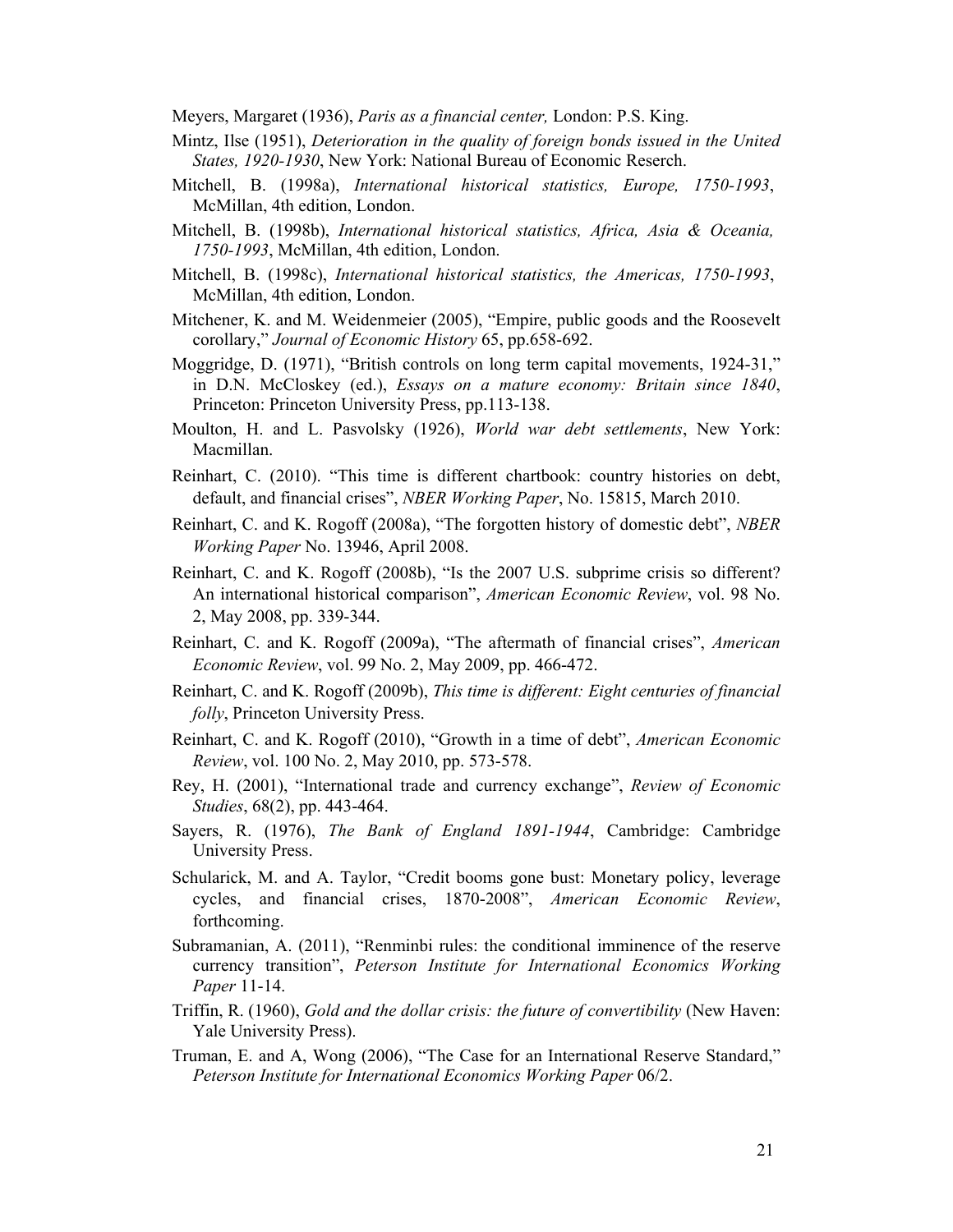Meyers, Margaret (1936), *Paris as a financial center,* London: P.S. King.

Mintz, Ilse (1951), *Deterioration in the quality of foreign bonds issued in the United States, 1920-1930*, New York: National Bureau of Economic Reserch.

Mitchell, B. (1998a), *International historical statistics, Europe, 1750-1993*, McMillan, 4th edition, London.

Mitchell, B. (1998b), *International historical statistics, Africa, Asia & Oceania, 1750-1993*, McMillan, 4th edition, London.

Mitchell, B. (1998c), *International historical statistics, the Americas, 1750-1993*, McMillan, 4th edition, London.

Mitchener, K. and M. Weidenmeier (2005), "Empire, public goods and the Roosevelt corollary," *Journal of Economic History* 65, pp.658-692.

Moggridge, D. (1971), "British controls on long term capital movements, 1924-31," in D.N. McCloskey (ed.), *Essays on a mature economy: Britain since 1840*, Princeton: Princeton University Press, pp.113-138.

Moulton, H. and L. Pasvolsky (1926), *World war debt settlements*, New York: Macmillan.

Reinhart, C. (2010). "This time is different chartbook: country histories on debt, default, and financial crises", *NBER Working Paper*, No. 15815, March 2010.

Reinhart, C. and K. Rogoff (2008a), "The forgotten history of domestic debt", *NBER Working Paper* No. 13946, April 2008.

Reinhart, C. and K. Rogoff (2008b), "Is the 2007 U.S. subprime crisis so different? An international historical comparison", *American Economic Review*, vol. 98 No. 2, May 2008, pp. 339-344.

Reinhart, C. and K. Rogoff (2009a), "The aftermath of financial crises", *American Economic Review*, vol. 99 No. 2, May 2009, pp. 466-472.

Reinhart, C. and K. Rogoff (2009b), *This time is different: Eight centuries of financial folly*, Princeton University Press.

Reinhart, C. and K. Rogoff (2010), "Growth in a time of debt", *American Economic Review*, vol. 100 No. 2, May 2010, pp. 573-578.

Rey, H. (2001), "International trade and currency exchange", *Review of Economic Studies*, 68(2), pp. 443-464.

Sayers, R. (1976), *The Bank of England 1891-1944*, Cambridge: Cambridge University Press.

Schularick, M. and A. Taylor, "Credit booms gone bust: Monetary policy, leverage cycles, and financial crises, 1870-2008", *American Economic Review*, forthcoming.

Subramanian, A. (2011), "Renminbi rules: the conditional imminence of the reserve currency transition", *Peterson Institute for International Economics Working Paper* 11-14.

Triffin, R. (1960), *Gold and the dollar crisis: the future of convertibility* (New Haven: Yale University Press).

Truman, E. and A, Wong (2006), "The Case for an International Reserve Standard," *Peterson Institute for International Economics Working Paper* 06/2.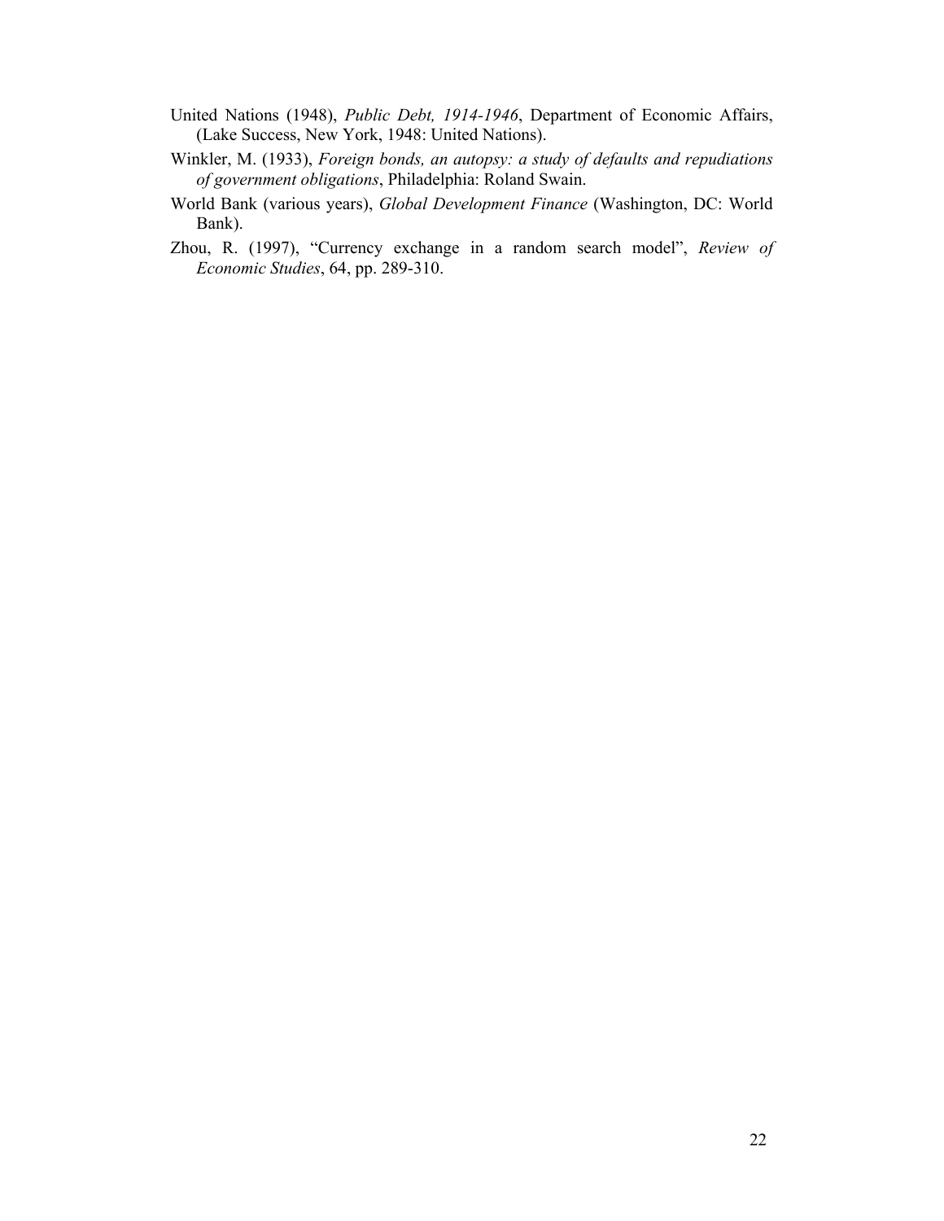United Nations (1948), *Public Debt, 1914-1946*, Department of Economic Affairs, (Lake Success, New York, 1948: United Nations).

Winkler, M. (1933), *Foreign bonds, an autopsy: a study of defaults and repudiations of government obligations*, Philadelphia: Roland Swain.

World Bank (various years), *Global Development Finance* (Washington, DC: World Bank).

Zhou, R. (1997), "Currency exchange in a random search model", *Review of Economic Studies*, 64, pp. 289-310.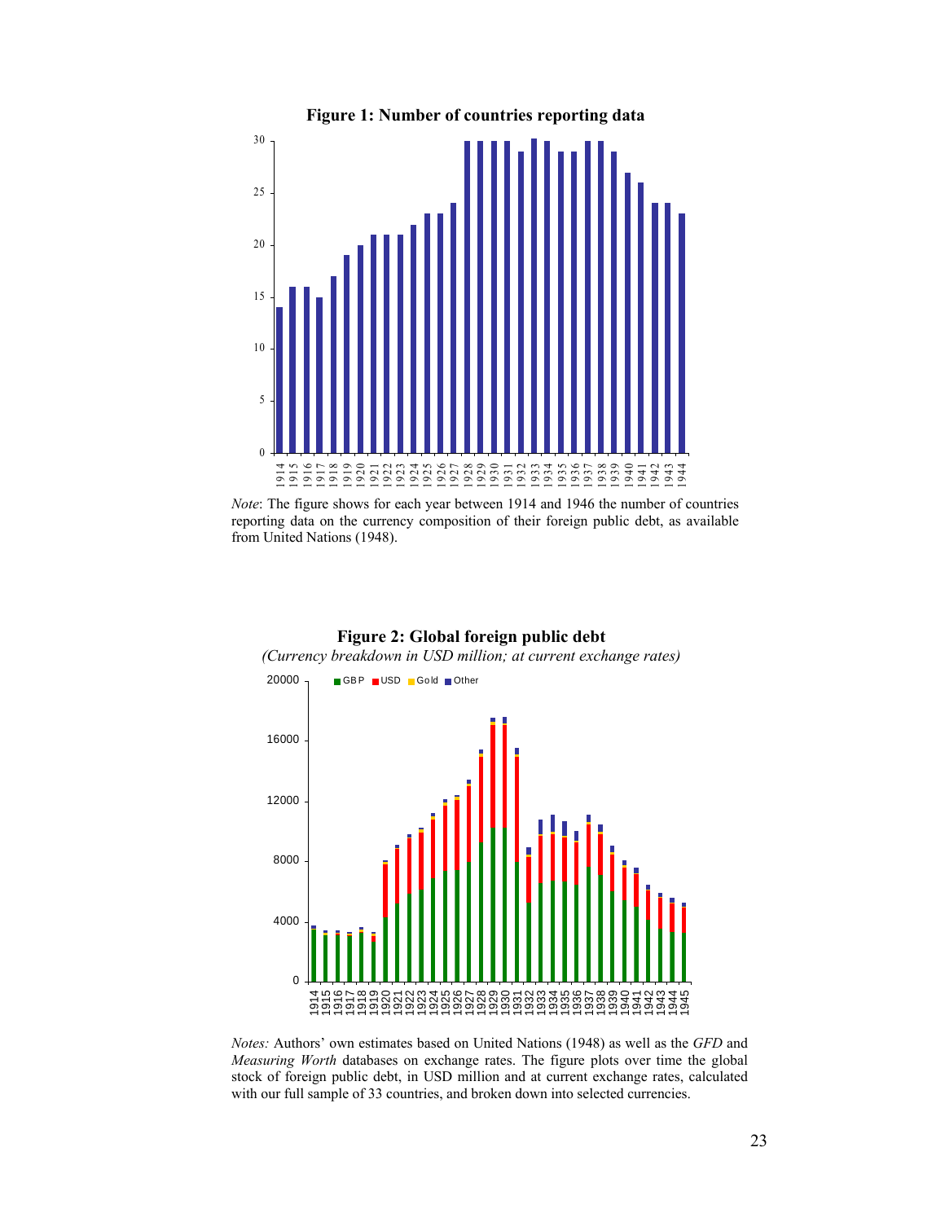**Figure 1: Number of countries reporting data**

*Note*: The figure shows for each year between 1914 and 1946 the number of countries reporting data on the currency composition of their foreign public debt, as available from United Nations (1948).

**Figure 2: Global foreign public debt**

*(Currency breakdown in USD million; at current exchange rates)*

*Notes:* Authors' own estimates based on United Nations (1948) as well as the *GFD* and *Measuring Worth* databases on exchange rates. The figure plots over time the global stock of foreign public debt, in USD million and at current exchange rates, calculated with our full sample of 33 countries, and broken down into selected currencies.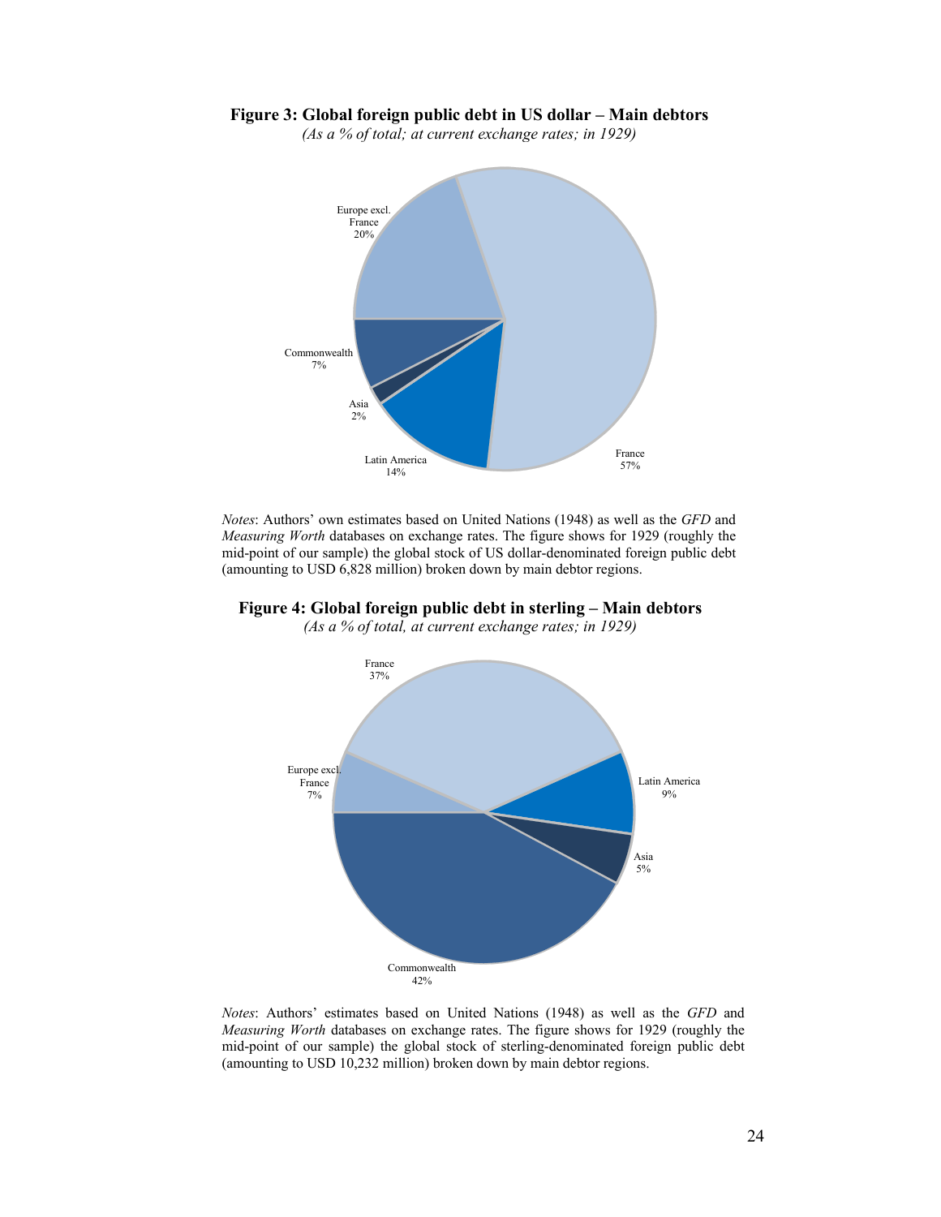**Figure 3: Global foreign public debt in US dollar – Main debtors**

*(As a % of total; at current exchange rates; in 1929)*

Europe excl. France 20%

Commonwealth 7%

Asia 2%

Latin America 14%

France 57%

*Notes*: Authors' own estimates based on United Nations (1948) as well as the *GFD* and *Measuring Worth* databases on exchange rates. The figure shows for 1929 (roughly the mid-point of our sample) the global stock of US dollar-denominated foreign public debt (amounting to USD 6,828 million) broken down by main debtor regions.

**Figure 4: Global foreign public debt in sterling – Main debtors**

*(As a % of total, at current exchange rates; in 1929)*

France 37%

Europe excl. France 7%

Latin America 9%

Asia 5%

Commonwealth 42%

*Notes*: Authors' estimates based on United Nations (1948) as well as the *GFD* and *Measuring Worth* databases on exchange rates. The figure shows for 1929 (roughly the mid-point of our sample) the global stock of sterling-denominated foreign public debt (amounting to USD 10,232 million) broken down by main debtor regions.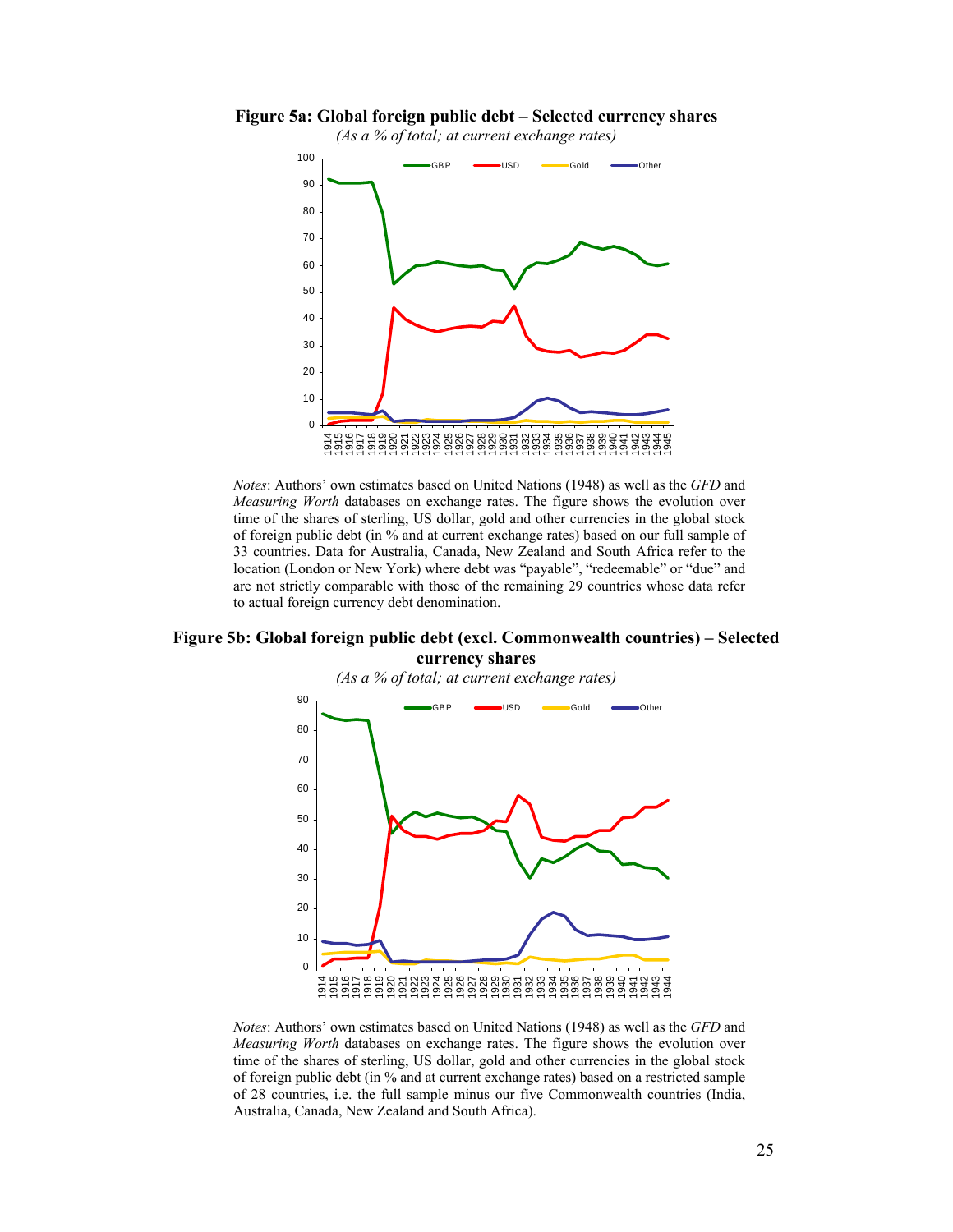**Figure 5a: Global foreign public debt – Selected currency shares**

*(As a % of total; at current exchange rates)*

*Notes*: Authors' own estimates based on United Nations (1948) as well as the *GFD* and *Measuring Worth* databases on exchange rates. The figure shows the evolution over time of the shares of sterling, US dollar, gold and other currencies in the global stock of foreign public debt (in % and at current exchange rates) based on our full sample of 33 countries. Data for Australia, Canada, New Zealand and South Africa refer to the location (London or New York) where debt was "payable", "redeemable" or "due" and are not strictly comparable with those of the remaining 29 countries whose data refer to actual foreign currency debt denomination.

**Figure 5b: Global foreign public debt (excl. Commonwealth countries) – Selected currency shares**

*(As a % of total; at current exchange rates)*

*Notes*: Authors' own estimates based on United Nations (1948) as well as the *GFD* and *Measuring Worth* databases on exchange rates. The figure shows the evolution over time of the shares of sterling, US dollar, gold and other currencies in the global stock of foreign public debt (in % and at current exchange rates) based on a restricted sample of 28 countries, i.e. the full sample minus our five Commonwealth countries (India, Australia, Canada, New Zealand and South Africa).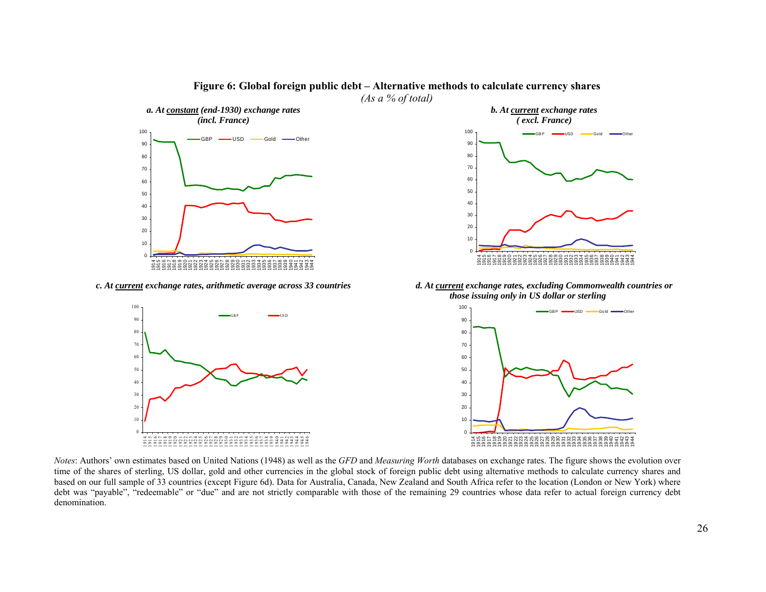**Figure 6: Global foreign public debt – Alternative methods to calculate currency shares**

*(As a % of total)*

***a. At constant (end-1930) exchange rates (incl. France)***

***b. At current exchange rates (excl. France)***

***c. At current exchange rates, arithmetic average across 33 countries***

***d. At current exchange rates, excluding Commonwealth countries or those issuing only in US dollar or sterling***

*Notes*: Authors' own estimates based on United Nations (1948) as well as the *GFD* and *Measuring Worth* databases on exchange rates. The figure shows the evolution over time of the shares of sterling, US dollar, gold and other currencies in the global stock of foreign public debt using alternative methods to calculate currency shares and based on our full sample of 33 countries (except Figure 6d). Data for Australia, Canada, New Zealand and South Africa refer to the location (London or New York) where debt was "payable", "redeemable" or "due" and are not strictly comparable with those of the remaining 29 countries whose data refer to actual foreign currency debt denomination.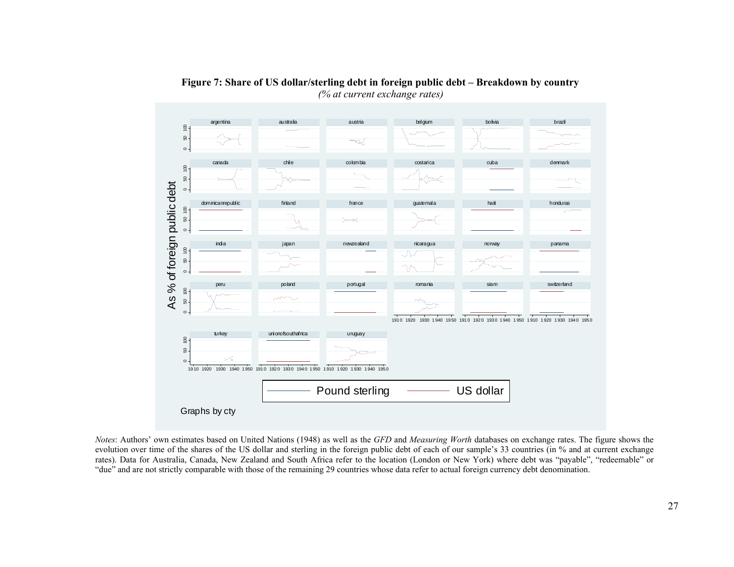**Figure 7: Share of US dollar/sterling debt in foreign public debt – Breakdown by country**

*(% at current exchange rates)*

*Notes*: Authors' own estimates based on United Nations (1948) as well as the *GFD* and *Measuring Worth* databases on exchange rates. The figure shows the evolution over time of the shares of the US dollar and sterling in the foreign public debt of each of our sample's 33 countries (in % and at current exchange rates). Data for Australia, Canada, New Zealand and South Africa refer to the location (London or New York) where debt was "payable", "redeemable" or "due" and are not strictly comparable with those of the remaining 29 countries whose data refer to actual foreign currency debt denomination.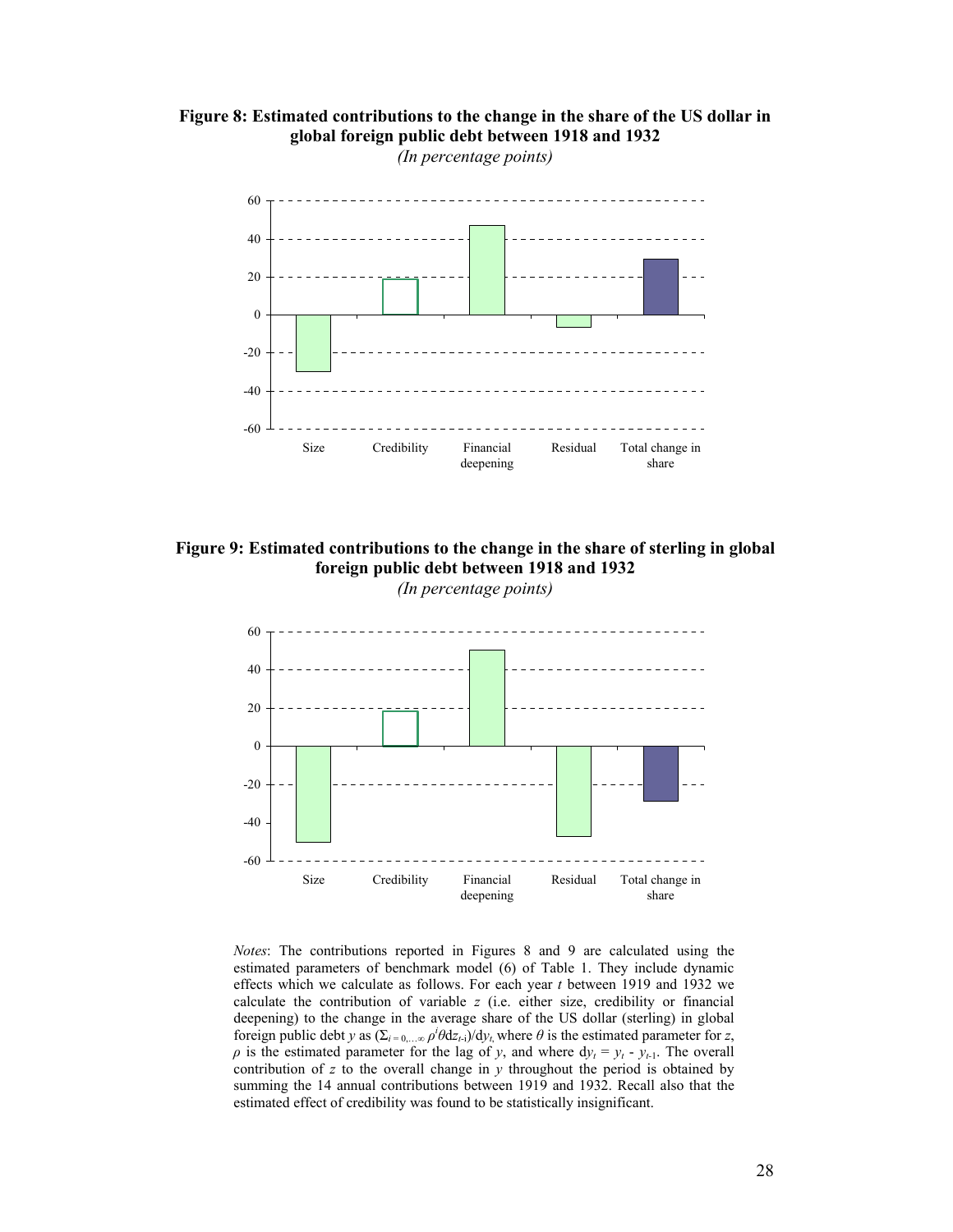**Figure 8: Estimated contributions to the change in the share of the US dollar in global foreign public debt between 1918 and 1932**

*(In percentage points)*

**Figure 9: Estimated contributions to the change in the share of sterling in global foreign public debt between 1918 and 1932**

*(In percentage points)*

*Notes*: The contributions reported in Figures 8 and 9 are calculated using the estimated parameters of benchmark model (6) of Table 1. They include dynamic effects which we calculate as follows. For each year $t$ between 1919 and 1932 we calculate the contribution of variable $z$ (i.e. either size, credibility or financial deepening) to the change in the average share of the US dollar (sterling) in global foreign public debt $y$ as $(\Sigma_{i=0,\ldots\infty}\, \rho^i \theta \mathrm{d}z_{t\text{-}i})/\mathrm{d}y_t$, where $\theta$ is the estimated parameter for $z$, $\rho$ is the estimated parameter for the lag of $y$, and where $\mathrm{d}y_t = y_t - y_{t\text{-}1}$. The overall contribution of $z$ to the overall change in $y$ throughout the period is obtained by summing the 14 annual contributions between 1919 and 1932. Recall also that the estimated effect of credibility was found to be statistically insignificant.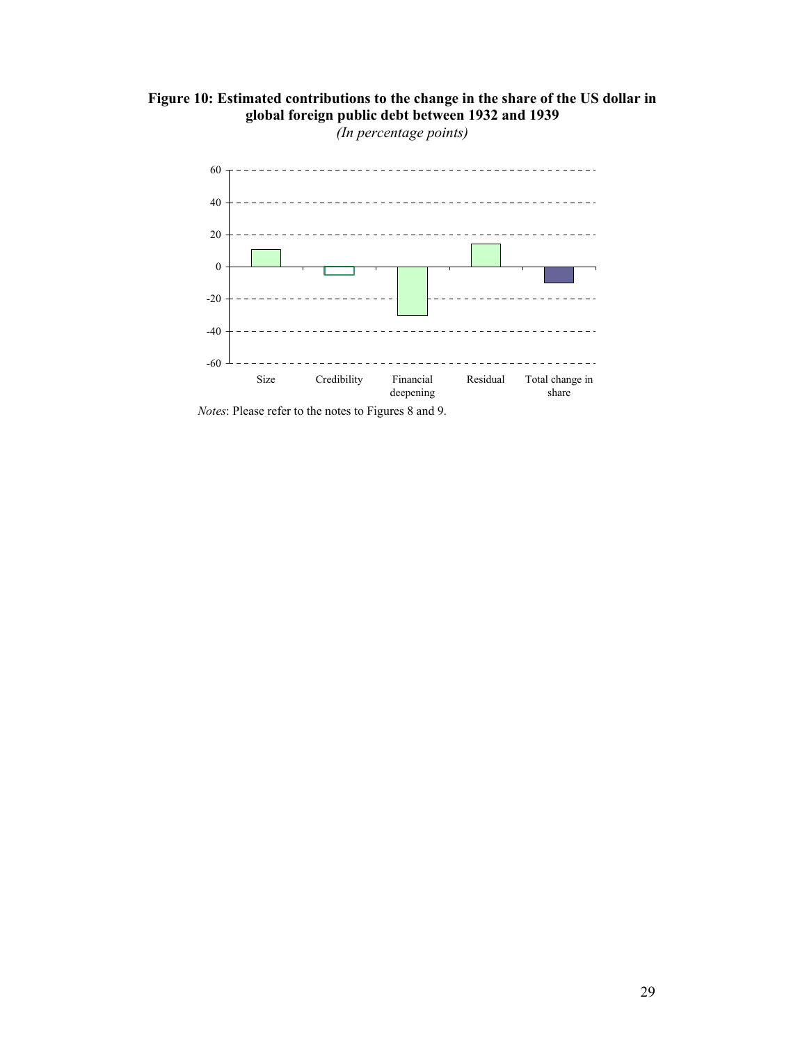**Figure 10: Estimated contributions to the change in the share of the US dollar in global foreign public debt between 1932 and 1939**

*(In percentage points)*

*Notes*: Please refer to the notes to Figures 8 and 9.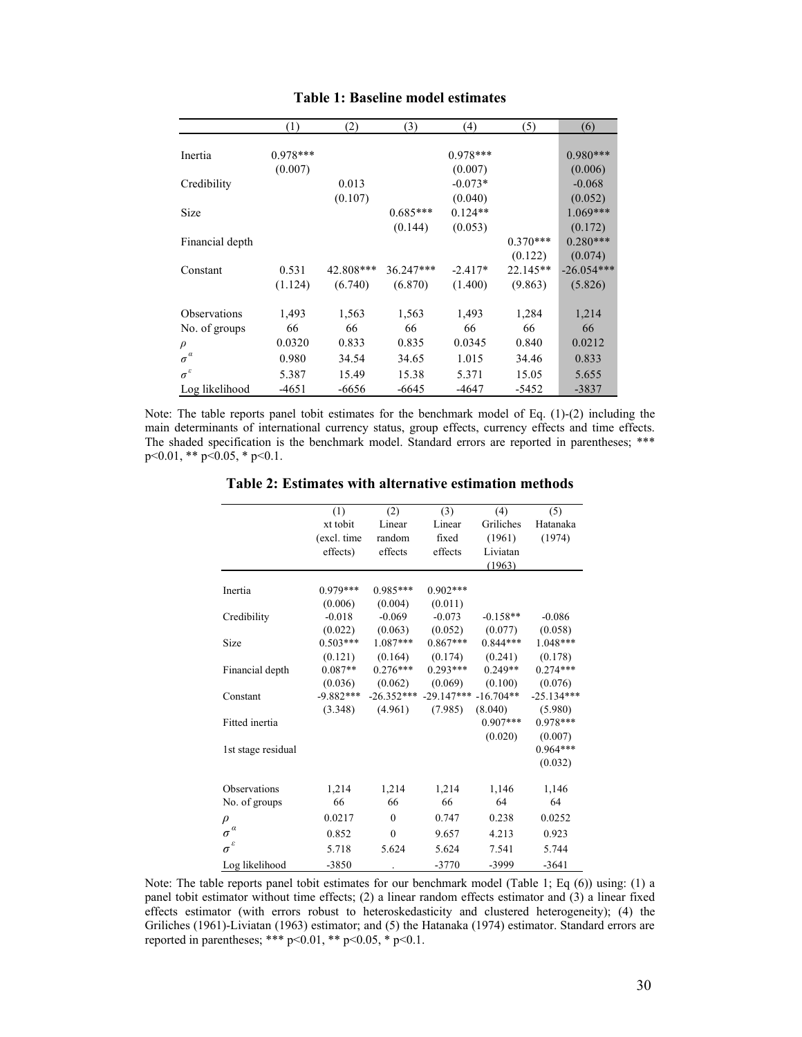**Table 1: Baseline model estimates**

| | (1) | (2) | (3) | (4) | (5) | (6) |
|---|---|---|---|---|---|---|
| Inertia | 0.978*** | | | 0.978*** | | 0.980*** |
| | (0.007) | | | (0.007) | | (0.006) |
| Credibility | | 0.013 | | -0.073* | | -0.068 |
| | | (0.107) | | (0.040) | | (0.052) |
| Size | | | 0.685*** | 0.124** | | 1.069*** |
| | | | (0.144) | (0.053) | | (0.172) |
| Financial depth | | | | | 0.370*** | 0.280*** |
| | | | | | (0.122) | (0.074) |
| Constant | 0.531 | 42.808*** | 36.247*** | -2.417* | 22.145** | -26.054*** |
| | (1.124) | (6.740) | (6.870) | (1.400) | (9.863) | (5.826) |
| Observations | 1,493 | 1,563 | 1,563 | 1,493 | 1,284 | 1,214 |
| No. of groups | 66 | 66 | 66 | 66 | 66 | 66 |
| $\rho$ | 0.0320 | 0.833 | 0.835 | 0.0345 | 0.840 | 0.0212 |
| $\sigma^{\alpha}$ | 0.980 | 34.54 | 34.65 | 1.015 | 34.46 | 0.833 |
| $\sigma^{\varepsilon}$ | 5.387 | 15.49 | 15.38 | 5.371 | 15.05 | 5.655 |
| Log likelihood | -4651 | -6656 | -6645 | -4647 | -5452 | -3837 |

Note: The table reports panel tobit estimates for the benchmark model of Eq. (1)-(2) including the main determinants of international currency status, group effects, currency effects and time effects. The shaded specification is the benchmark model. Standard errors are reported in parentheses; *** p<0.01, ** p<0.05, * p<0.1.

**Table 2: Estimates with alternative estimation methods**

| | (1) xt tobit (excl. time effects) | (2) Linear random effects | (3) Linear fixed effects | (4) Griliches (1961) Liviatan (1963) | (5) Hatanaka (1974) |
|---|---|---|---|---|---|
| Inertia | 0.979*** | 0.985*** | 0.902*** | | |
| | (0.006) | (0.004) | (0.011) | | |
| Credibility | -0.018 | -0.069 | -0.073 | -0.158** | -0.086 |
| | (0.022) | (0.063) | (0.052) | (0.077) | (0.058) |
| Size | 0.503*** | 1.087*** | 0.867*** | 0.844*** | 1.048*** |
| | (0.121) | (0.164) | (0.174) | (0.241) | (0.178) |
| Financial depth | 0.087** | 0.276*** | 0.293*** | 0.249** | 0.274*** |
| | (0.036) | (0.062) | (0.069) | (0.100) | (0.076) |
| Constant | -9.882*** | -26.352*** | -29.147*** | -16.704** | -25.134*** |
| | (3.348) | (4.961) | (7.985) | (8.040) | (5.980) |
| Fitted inertia | | | | 0.907*** | 0.978*** |
| | | | | (0.020) | (0.007) |
| 1st stage residual | | | | | 0.964*** |
| | | | | | (0.032) |
| Observations | 1,214 | 1,214 | 1,214 | 1,146 | 1,146 |
| No. of groups | 66 | 66 | 66 | 64 | 64 |
| $\rho$ | 0.0217 | 0 | 0.747 | 0.238 | 0.0252 |
| $\sigma^{\alpha}$ | 0.852 | 0 | 9.657 | 4.213 | 0.923 |
| $\sigma^{\varepsilon}$ | 5.718 | 5.624 | 5.624 | 7.541 | 5.744 |
| Log likelihood | -3850 | . | -3770 | -3999 | -3641 |

Note: The table reports panel tobit estimates for our benchmark model (Table 1; Eq (6)) using: (1) a panel tobit estimator without time effects; (2) a linear random effects estimator and (3) a linear fixed effects estimator (with errors robust to heteroskedasticity and clustered heterogeneity); (4) the Griliches (1961)-Liviatan (1963) estimator; and (5) the Hatanaka (1974) estimator. Standard errors are reported in parentheses; *** p<0.01, ** p<0.05, * p<0.1.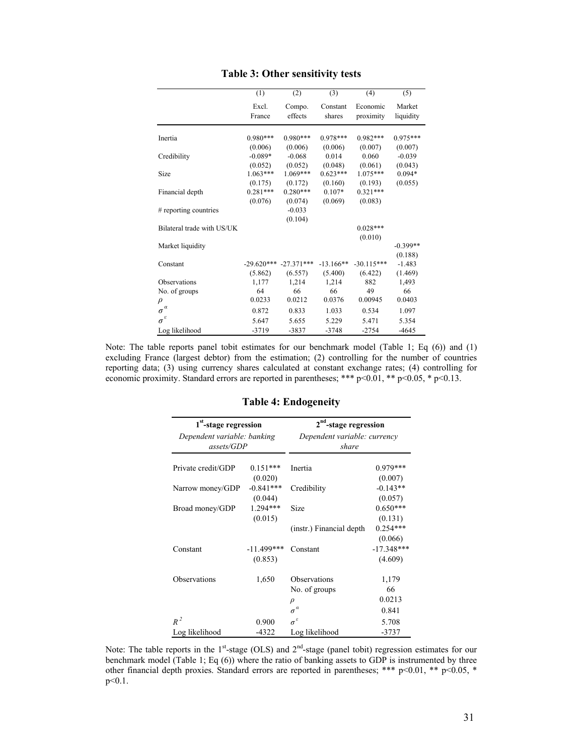**Table 3: Other sensitivity tests**

| | (1) | (2) | (3) | (4) | (5) |
|---|---|---|---|---|---|
| | Excl. France | Compo. effects | Constant shares | Economic proximity | Market liquidity |
| Inertia | 0.980*** | 0.980*** | 0.978*** | 0.982*** | 0.975*** |
| | (0.006) | (0.006) | (0.006) | (0.007) | (0.007) |
| Credibility | -0.089* | -0.068 | 0.014 | 0.060 | -0.039 |
| | (0.052) | (0.052) | (0.048) | (0.061) | (0.043) |
| Size | 1.063*** | 1.069*** | 0.623*** | 1.075*** | 0.094* |
| | (0.175) | (0.172) | (0.160) | (0.193) | (0.055) |
| Financial depth | 0.281*** | 0.280*** | 0.107* | 0.321*** | |
| | (0.076) | (0.074) | (0.069) | (0.083) | |
| # reporting countries | | -0.033 | | | |
| | | (0.104) | | | |
| Bilateral trade with US/UK | | | | 0.028*** | |
| | | | | (0.010) | |
| Market liquidity | | | | | -0.399** |
| | | | | | (0.188) |
| Constant | -29.620*** | -27.371*** | -13.166** | -30.115*** | -1.483 |
| | (5.862) | (6.557) | (5.400) | (6.422) | (1.469) |
| Observations | 1,177 | 1,214 | 1,214 | 882 | 1,493 |
| No. of groups | 64 | 66 | 66 | 49 | 66 |
| $\rho$ | 0.0233 | 0.0212 | 0.0376 | 0.00945 | 0.0403 |
| $\sigma^{\alpha}$ | 0.872 | 0.833 | 1.033 | 0.534 | 1.097 |
| $\sigma^{\varepsilon}$ | 5.647 | 5.655 | 5.229 | 5.471 | 5.354 |
| Log likelihood | -3719 | -3837 | -3748 | -2754 | -4645 |

Note: The table reports panel tobit estimates for our benchmark model (Table 1; Eq (6)) and (1) excluding France (largest debtor) from the estimation; (2) controlling for the number of countries reporting data; (3) using currency shares calculated at constant exchange rates; (4) controlling for economic proximity. Standard errors are reported in parentheses; *** p<0.01, ** p<0.05, * p<0.13.

**Table 4: Endogeneity**

| 1st-stage regression | | 2nd-stage regression | |
|---|---|---|---|
| *Dependent variable: banking assets/GDP* | | *Dependent variable: currency share* | |
| Private credit/GDP | 0.151*** | Inertia | 0.979*** |
| | (0.020) | | (0.007) |
| Narrow money/GDP | -0.841*** | Credibility | -0.143** |
| | (0.044) | | (0.057) |
| Broad money/GDP | 1.294*** | Size | 0.650*** |
| | (0.015) | | (0.131) |
| | | (instr.) Financial depth | 0.254*** |
| | | | (0.066) |
| Constant | -11.499*** | Constant | -17.348*** |
| | (0.853) | | (4.609) |
| Observations | 1,650 | Observations | 1,179 |
| | | No. of groups | 66 |
| | | $\rho$ | 0.0213 |
| | | $\sigma^{\alpha}$ | 0.841 |
| $R^2$ | 0.900 | $\sigma^{\varepsilon}$ | 5.708 |
| Log likelihood | -4322 | Log likelihood | -3737 |

Note: The table reports in the 1st-stage (OLS) and 2nd-stage (panel tobit) regression estimates for our benchmark model (Table 1; Eq (6)) where the ratio of banking assets to GDP is instrumented by three other financial depth proxies. Standard errors are reported in parentheses; *** p<0.01, ** p<0.05, * p<0.1.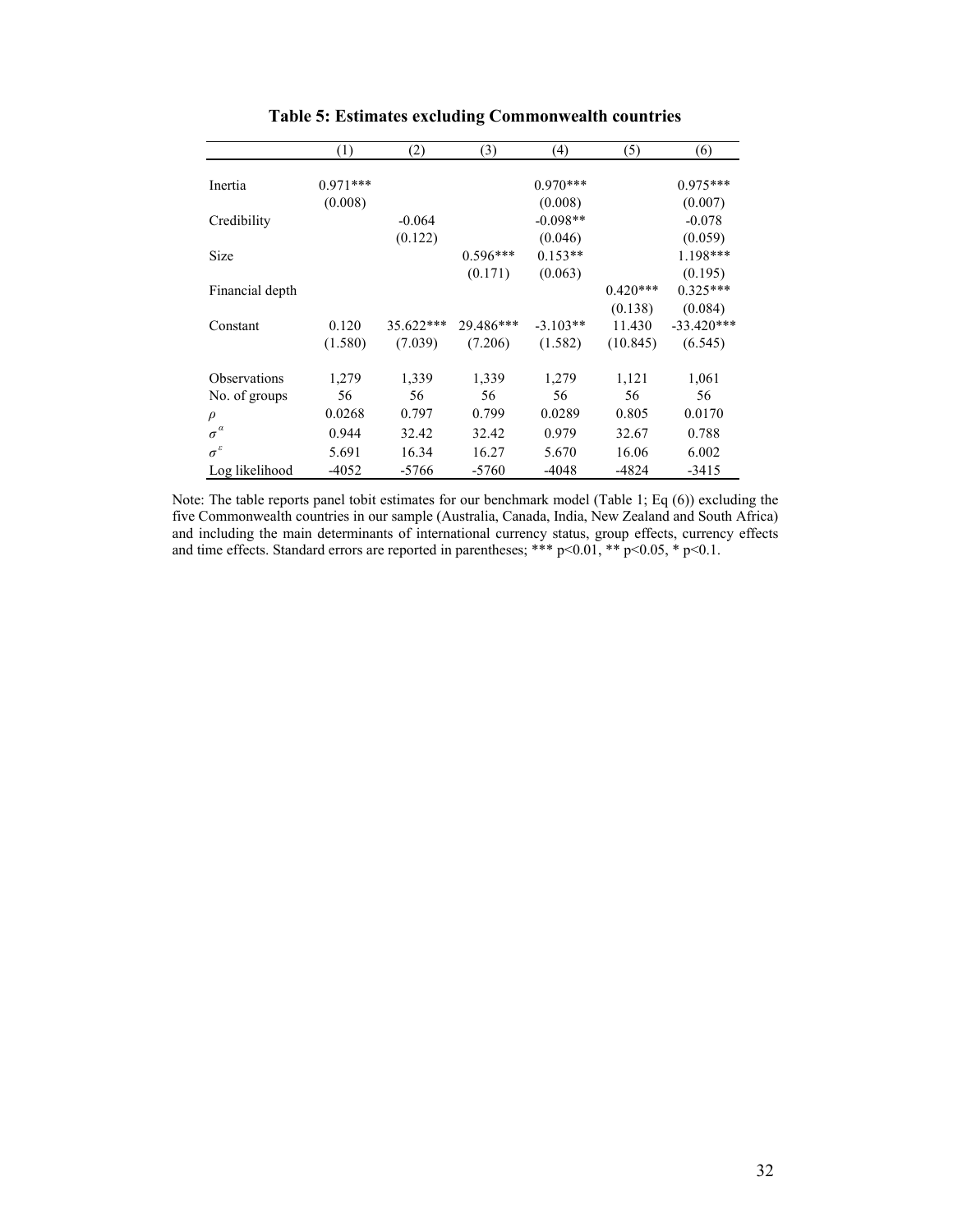**Table 5: Estimates excluding Commonwealth countries**

| | (1) | (2) | (3) | (4) | (5) | (6) |
|---|---|---|---|---|---|---|
| Inertia | 0.971*** | | | 0.970*** | | 0.975*** |
| | (0.008) | | | (0.008) | | (0.007) |
| Credibility | | -0.064 | | -0.098** | | -0.078 |
| | | (0.122) | | (0.046) | | (0.059) |
| Size | | | 0.596*** | 0.153** | | 1.198*** |
| | | | (0.171) | (0.063) | | (0.195) |
| Financial depth | | | | | 0.420*** | 0.325*** |
| | | | | | (0.138) | (0.084) |
| Constant | 0.120 | 35.622*** | 29.486*** | -3.103** | 11.430 | -33.420*** |
| | (1.580) | (7.039) | (7.206) | (1.582) | (10.845) | (6.545) |
| Observations | 1,279 | 1,339 | 1,339 | 1,279 | 1,121 | 1,061 |
| No. of groups | 56 | 56 | 56 | 56 | 56 | 56 |
| $\rho$ | 0.0268 | 0.797 | 0.799 | 0.0289 | 0.805 | 0.0170 |
| $\sigma^{\alpha}$ | 0.944 | 32.42 | 32.42 | 0.979 | 32.67 | 0.788 |
| $\sigma^{\varepsilon}$ | 5.691 | 16.34 | 16.27 | 5.670 | 16.06 | 6.002 |
| Log likelihood | -4052 | -5766 | -5760 | -4048 | -4824 | -3415 |

Note: The table reports panel tobit estimates for our benchmark model (Table 1; Eq (6)) excluding the five Commonwealth countries in our sample (Australia, Canada, India, New Zealand and South Africa) and including the main determinants of international currency status, group effects, currency effects and time effects. Standard errors are reported in parentheses; *** p<0.01, ** p<0.05, * p<0.1.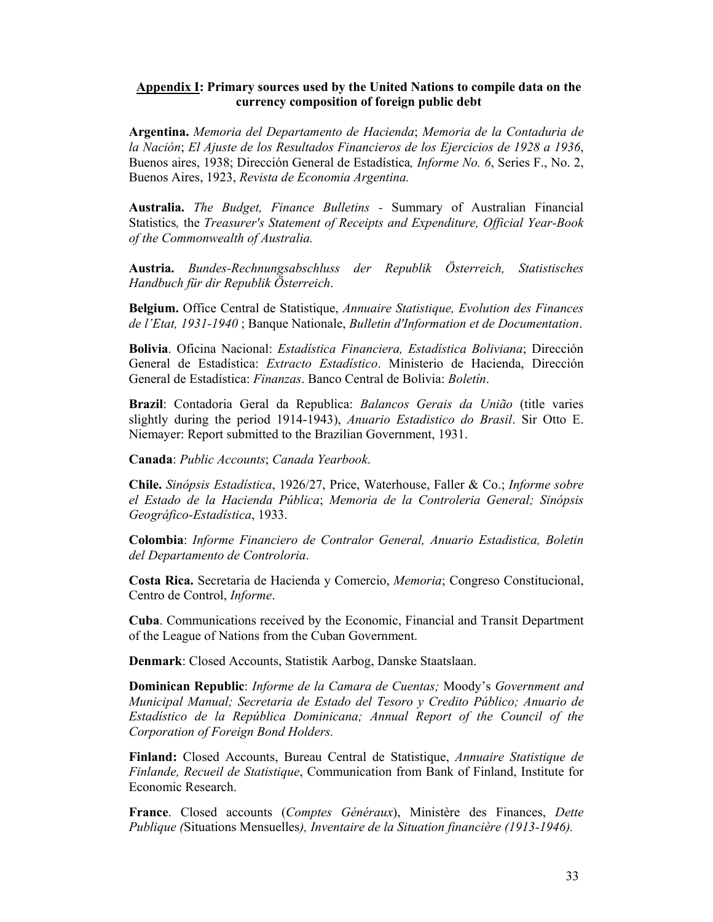**<u>Appendix I</u>: Primary sources used by the United Nations to compile data on the currency composition of foreign public debt**

**Argentina.** *Memoria del Departamento de Hacienda*; *Memoria de la Contaduria de la Nación*; *El Ajuste de los Resultados Financieros de los Ejercicios de 1928 a 1936*, Buenos aires, 1938; Dirección General de Estadística*, Informe No. 6*, Series F., No. 2, Buenos Aires, 1923, *Revista de Economia Argentina.*

**Australia.** *The Budget, Finance Bulletins* - Summary of Australian Financial Statistics*,* the *Treasurer's Statement of Receipts and Expenditure, Official Year-Book of the Commonwealth of Australia.*

**Austria.** *Bundes-Rechnungsabschluss der Republik Österreich, Statistisches Handbuch für dir Republik Österreich*.

**Belgium.** Office Central de Statistique, *Annuaire Statistique, Evolution des Finances de l'Etat, 1931-1940* ; Banque Nationale, *Bulletin d'Information et de Documentation*.

**Bolivia**. Oficina Nacional: *Estadística Financiera, Estadística Boliviana*; Dirección General de Estadística: *Extracto Estadístico*. Ministerio de Hacienda, Dirección General de Estadística: *Finanzas*. Banco Central de Bolivia: *Boletín*.

**Brazil**: Contadoria Geral da Republica: *Balancos Gerais da União* (title varies slightly during the period 1914-1943), *Anuario Estadistico do Brasil*. Sir Otto E. Niemayer: Report submitted to the Brazilian Government, 1931.

**Canada**: *Public Accounts*; *Canada Yearbook*.

**Chile.** *Sinópsis Estadística*, 1926/27, Price, Waterhouse, Faller & Co.; *Informe sobre el Estado de la Hacienda Pública*; *Memoria de la Controleria General; Sinópsis Geográfico-Estadística*, 1933.

**Colombia**: *Informe Financiero de Contralor General, Anuario Estadistica, Boletin del Departamento de Controloria*.

**Costa Rica.** Secretaria de Hacienda y Comercio, *Memoria*; Congreso Constitucional, Centro de Control, *Informe*.

**Cuba**. Communications received by the Economic, Financial and Transit Department of the League of Nations from the Cuban Government.

**Denmark**: Closed Accounts, Statistik Aarbog, Danske Staatslaan.

**Dominican Republic**: *Informe de la Camara de Cuentas;* Moody's *Government and Municipal Manual; Secretaria de Estado del Tesoro y Credito Público; Anuario de Estadístico de la República Dominicana; Annual Report of the Council of the Corporation of Foreign Bond Holders.*

**Finland:** Closed Accounts, Bureau Central de Statistique, *Annuaire Statistique de Finlande, Recueil de Statistique*, Communication from Bank of Finland, Institute for Economic Research.

**France**. Closed accounts (*Comptes Généraux*), Ministère des Finances, *Dette Publique (*Situations Mensuelles*), Inventaire de la Situation financière (1913-1946).*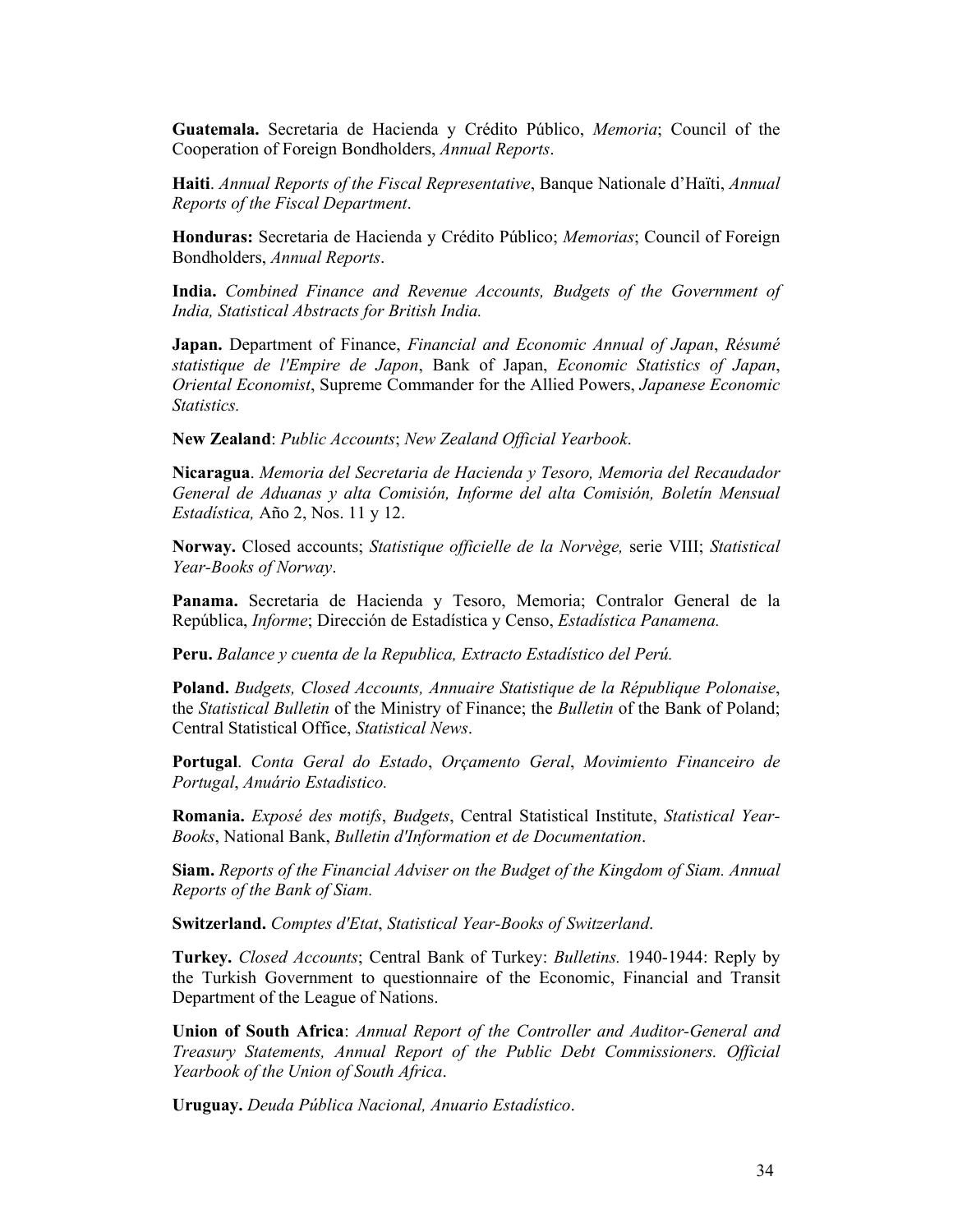**Guatemala.** Secretaria de Hacienda y Crédito Público, *Memoria*; Council of the Cooperation of Foreign Bondholders, *Annual Reports*.

**Haiti**. *Annual Reports of the Fiscal Representative*, Banque Nationale d'Haïti, *Annual Reports of the Fiscal Department*.

**Honduras:** Secretaria de Hacienda y Crédito Público; *Memorias*; Council of Foreign Bondholders, *Annual Reports*.

**India.** *Combined Finance and Revenue Accounts, Budgets of the Government of India, Statistical Abstracts for British India.*

**Japan.** Department of Finance, *Financial and Economic Annual of Japan*, *Résumé statistique de l'Empire de Japon*, Bank of Japan, *Economic Statistics of Japan*, *Oriental Economist*, Supreme Commander for the Allied Powers, *Japanese Economic Statistics.*

**New Zealand**: *Public Accounts*; *New Zealand Official Yearbook*.

**Nicaragua**. *Memoria del Secretaria de Hacienda y Tesoro, Memoria del Recaudador General de Aduanas y alta Comisión, Informe del alta Comisión, Boletín Mensual Estadística,* Año 2, Nos. 11 y 12.

**Norway.** Closed accounts; *Statistique officielle de la Norvège,* serie VIII; *Statistical Year-Books of Norway*.

**Panama.** Secretaria de Hacienda y Tesoro, Memoria; Contralor General de la República, *Informe*; Dirección de Estadística y Censo, *Estadística Panamena.*

**Peru.** *Balance y cuenta de la Republica, Extracto Estadístico del Perú.*

**Poland.** *Budgets, Closed Accounts, Annuaire Statistique de la République Polonaise*, the *Statistical Bulletin* of the Ministry of Finance; the *Bulletin* of the Bank of Poland; Central Statistical Office, *Statistical News*.

**Portugal**. *Conta Geral do Estado*, *Orçamento Geral*, *Movimiento Financeiro de Portugal*, *Anuário Estadistico.*

**Romania.** *Exposé des motifs*, *Budgets*, Central Statistical Institute, *Statistical Year-Books*, National Bank, *Bulletin d'Information et de Documentation*.

**Siam.** *Reports of the Financial Adviser on the Budget of the Kingdom of Siam. Annual Reports of the Bank of Siam.*

**Switzerland.** *Comptes d'Etat*, *Statistical Year-Books of Switzerland*.

**Turkey.** *Closed Accounts*; Central Bank of Turkey: *Bulletins.* 1940-1944: Reply by the Turkish Government to questionnaire of the Economic, Financial and Transit Department of the League of Nations.

**Union of South Africa**: *Annual Report of the Controller and Auditor-General and Treasury Statements, Annual Report of the Public Debt Commissioners. Official Yearbook of the Union of South Africa*.

**Uruguay.** *Deuda Pública Nacional, Anuario Estadístico*.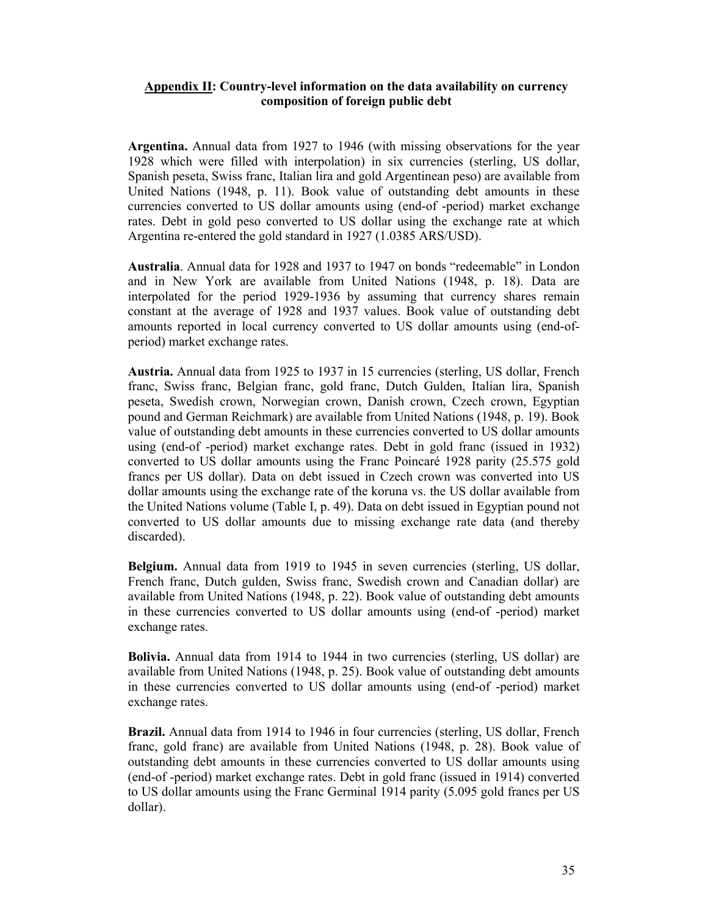## **Appendix II**: Country-level information on the data availability on currency composition of foreign public debt

**Argentina.** Annual data from 1927 to 1946 (with missing observations for the year 1928 which were filled with interpolation) in six currencies (sterling, US dollar, Spanish peseta, Swiss franc, Italian lira and gold Argentinean peso) are available from United Nations (1948, p. 11). Book value of outstanding debt amounts in these currencies converted to US dollar amounts using (end-of -period) market exchange rates. Debt in gold peso converted to US dollar using the exchange rate at which Argentina re-entered the gold standard in 1927 (1.0385 ARS/USD).

**Australia**. Annual data for 1928 and 1937 to 1947 on bonds "redeemable" in London and in New York are available from United Nations (1948, p. 18). Data are interpolated for the period 1929-1936 by assuming that currency shares remain constant at the average of 1928 and 1937 values. Book value of outstanding debt amounts reported in local currency converted to US dollar amounts using (end-of-period) market exchange rates.

**Austria.** Annual data from 1925 to 1937 in 15 currencies (sterling, US dollar, French franc, Swiss franc, Belgian franc, gold franc, Dutch Gulden, Italian lira, Spanish peseta, Swedish crown, Norwegian crown, Danish crown, Czech crown, Egyptian pound and German Reichmark) are available from United Nations (1948, p. 19). Book value of outstanding debt amounts in these currencies converted to US dollar amounts using (end-of -period) market exchange rates. Debt in gold franc (issued in 1932) converted to US dollar amounts using the Franc Poincaré 1928 parity (25.575 gold francs per US dollar). Data on debt issued in Czech crown was converted into US dollar amounts using the exchange rate of the koruna vs. the US dollar available from the United Nations volume (Table I, p. 49). Data on debt issued in Egyptian pound not converted to US dollar amounts due to missing exchange rate data (and thereby discarded).

**Belgium.** Annual data from 1919 to 1945 in seven currencies (sterling, US dollar, French franc, Dutch gulden, Swiss franc, Swedish crown and Canadian dollar) are available from United Nations (1948, p. 22). Book value of outstanding debt amounts in these currencies converted to US dollar amounts using (end-of -period) market exchange rates.

**Bolivia.** Annual data from 1914 to 1944 in two currencies (sterling, US dollar) are available from United Nations (1948, p. 25). Book value of outstanding debt amounts in these currencies converted to US dollar amounts using (end-of -period) market exchange rates.

**Brazil.** Annual data from 1914 to 1946 in four currencies (sterling, US dollar, French franc, gold franc) are available from United Nations (1948, p. 28). Book value of outstanding debt amounts in these currencies converted to US dollar amounts using (end-of -period) market exchange rates. Debt in gold franc (issued in 1914) converted to US dollar amounts using the Franc Germinal 1914 parity (5.095 gold francs per US dollar).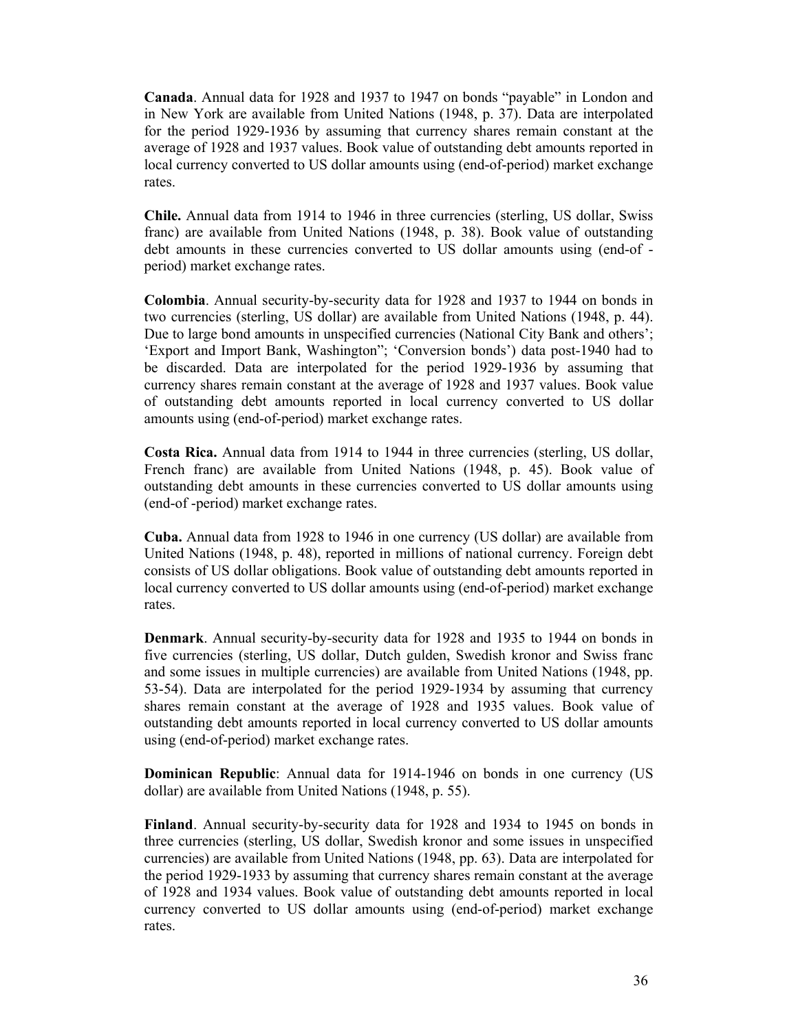**Canada**. Annual data for 1928 and 1937 to 1947 on bonds "payable" in London and in New York are available from United Nations (1948, p. 37). Data are interpolated for the period 1929-1936 by assuming that currency shares remain constant at the average of 1928 and 1937 values. Book value of outstanding debt amounts reported in local currency converted to US dollar amounts using (end-of-period) market exchange rates.

**Chile.** Annual data from 1914 to 1946 in three currencies (sterling, US dollar, Swiss franc) are available from United Nations (1948, p. 38). Book value of outstanding debt amounts in these currencies converted to US dollar amounts using (end-of -period) market exchange rates.

**Colombia**. Annual security-by-security data for 1928 and 1937 to 1944 on bonds in two currencies (sterling, US dollar) are available from United Nations (1948, p. 44). Due to large bond amounts in unspecified currencies (National City Bank and others'; 'Export and Import Bank, Washington"; 'Conversion bonds') data post-1940 had to be discarded. Data are interpolated for the period 1929-1936 by assuming that currency shares remain constant at the average of 1928 and 1937 values. Book value of outstanding debt amounts reported in local currency converted to US dollar amounts using (end-of-period) market exchange rates.

**Costa Rica.** Annual data from 1914 to 1944 in three currencies (sterling, US dollar, French franc) are available from United Nations (1948, p. 45). Book value of outstanding debt amounts in these currencies converted to US dollar amounts using (end-of -period) market exchange rates.

**Cuba.** Annual data from 1928 to 1946 in one currency (US dollar) are available from United Nations (1948, p. 48), reported in millions of national currency. Foreign debt consists of US dollar obligations. Book value of outstanding debt amounts reported in local currency converted to US dollar amounts using (end-of-period) market exchange rates.

**Denmark**. Annual security-by-security data for 1928 and 1935 to 1944 on bonds in five currencies (sterling, US dollar, Dutch gulden, Swedish kronor and Swiss franc and some issues in multiple currencies) are available from United Nations (1948, pp. 53-54). Data are interpolated for the period 1929-1934 by assuming that currency shares remain constant at the average of 1928 and 1935 values. Book value of outstanding debt amounts reported in local currency converted to US dollar amounts using (end-of-period) market exchange rates.

**Dominican Republic**: Annual data for 1914-1946 on bonds in one currency (US dollar) are available from United Nations (1948, p. 55).

**Finland**. Annual security-by-security data for 1928 and 1934 to 1945 on bonds in three currencies (sterling, US dollar, Swedish kronor and some issues in unspecified currencies) are available from United Nations (1948, pp. 63). Data are interpolated for the period 1929-1933 by assuming that currency shares remain constant at the average of 1928 and 1934 values. Book value of outstanding debt amounts reported in local currency converted to US dollar amounts using (end-of-period) market exchange rates.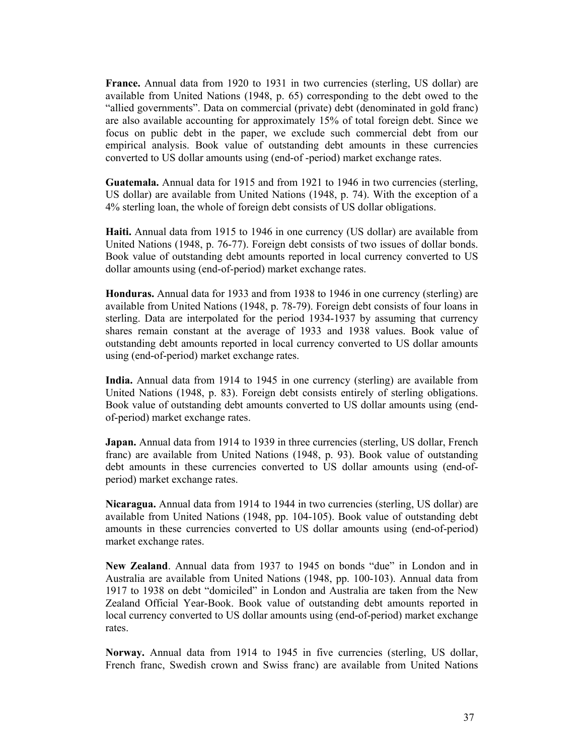**France.** Annual data from 1920 to 1931 in two currencies (sterling, US dollar) are available from United Nations (1948, p. 65) corresponding to the debt owed to the "allied governments". Data on commercial (private) debt (denominated in gold franc) are also available accounting for approximately 15% of total foreign debt. Since we focus on public debt in the paper, we exclude such commercial debt from our empirical analysis. Book value of outstanding debt amounts in these currencies converted to US dollar amounts using (end-of -period) market exchange rates.

**Guatemala.** Annual data for 1915 and from 1921 to 1946 in two currencies (sterling, US dollar) are available from United Nations (1948, p. 74). With the exception of a 4% sterling loan, the whole of foreign debt consists of US dollar obligations.

**Haiti.** Annual data from 1915 to 1946 in one currency (US dollar) are available from United Nations (1948, p. 76-77). Foreign debt consists of two issues of dollar bonds. Book value of outstanding debt amounts reported in local currency converted to US dollar amounts using (end-of-period) market exchange rates.

**Honduras.** Annual data for 1933 and from 1938 to 1946 in one currency (sterling) are available from United Nations (1948, p. 78-79). Foreign debt consists of four loans in sterling. Data are interpolated for the period 1934-1937 by assuming that currency shares remain constant at the average of 1933 and 1938 values. Book value of outstanding debt amounts reported in local currency converted to US dollar amounts using (end-of-period) market exchange rates.

**India.** Annual data from 1914 to 1945 in one currency (sterling) are available from United Nations (1948, p. 83). Foreign debt consists entirely of sterling obligations. Book value of outstanding debt amounts converted to US dollar amounts using (end-of-period) market exchange rates.

**Japan.** Annual data from 1914 to 1939 in three currencies (sterling, US dollar, French franc) are available from United Nations (1948, p. 93). Book value of outstanding debt amounts in these currencies converted to US dollar amounts using (end-of-period) market exchange rates.

**Nicaragua.** Annual data from 1914 to 1944 in two currencies (sterling, US dollar) are available from United Nations (1948, pp. 104-105). Book value of outstanding debt amounts in these currencies converted to US dollar amounts using (end-of-period) market exchange rates.

**New Zealand**. Annual data from 1937 to 1945 on bonds "due" in London and in Australia are available from United Nations (1948, pp. 100-103). Annual data from 1917 to 1938 on debt "domiciled" in London and Australia are taken from the New Zealand Official Year-Book. Book value of outstanding debt amounts reported in local currency converted to US dollar amounts using (end-of-period) market exchange rates.

**Norway.** Annual data from 1914 to 1945 in five currencies (sterling, US dollar, French franc, Swedish crown and Swiss franc) are available from United Nations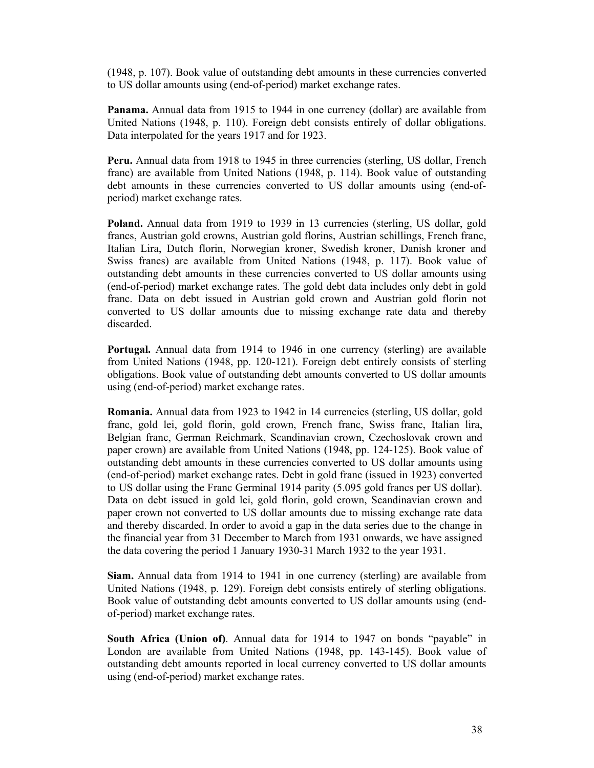(1948, p. 107). Book value of outstanding debt amounts in these currencies converted to US dollar amounts using (end-of-period) market exchange rates.

**Panama.** Annual data from 1915 to 1944 in one currency (dollar) are available from United Nations (1948, p. 110). Foreign debt consists entirely of dollar obligations. Data interpolated for the years 1917 and for 1923.

**Peru.** Annual data from 1918 to 1945 in three currencies (sterling, US dollar, French franc) are available from United Nations (1948, p. 114). Book value of outstanding debt amounts in these currencies converted to US dollar amounts using (end-of-period) market exchange rates.

**Poland.** Annual data from 1919 to 1939 in 13 currencies (sterling, US dollar, gold francs, Austrian gold crowns, Austrian gold florins, Austrian schillings, French franc, Italian Lira, Dutch florin, Norwegian kroner, Swedish kroner, Danish kroner and Swiss francs) are available from United Nations (1948, p. 117). Book value of outstanding debt amounts in these currencies converted to US dollar amounts using (end-of-period) market exchange rates. The gold debt data includes only debt in gold franc. Data on debt issued in Austrian gold crown and Austrian gold florin not converted to US dollar amounts due to missing exchange rate data and thereby discarded.

**Portugal.** Annual data from 1914 to 1946 in one currency (sterling) are available from United Nations (1948, pp. 120-121). Foreign debt entirely consists of sterling obligations. Book value of outstanding debt amounts converted to US dollar amounts using (end-of-period) market exchange rates.

**Romania.** Annual data from 1923 to 1942 in 14 currencies (sterling, US dollar, gold franc, gold lei, gold florin, gold crown, French franc, Swiss franc, Italian lira, Belgian franc, German Reichmark, Scandinavian crown, Czechoslovak crown and paper crown) are available from United Nations (1948, pp. 124-125). Book value of outstanding debt amounts in these currencies converted to US dollar amounts using (end-of-period) market exchange rates. Debt in gold franc (issued in 1923) converted to US dollar using the Franc Germinal 1914 parity (5.095 gold francs per US dollar). Data on debt issued in gold lei, gold florin, gold crown, Scandinavian crown and paper crown not converted to US dollar amounts due to missing exchange rate data and thereby discarded. In order to avoid a gap in the data series due to the change in the financial year from 31 December to March from 1931 onwards, we have assigned the data covering the period 1 January 1930-31 March 1932 to the year 1931.

**Siam.** Annual data from 1914 to 1941 in one currency (sterling) are available from United Nations (1948, p. 129). Foreign debt consists entirely of sterling obligations. Book value of outstanding debt amounts converted to US dollar amounts using (end-of-period) market exchange rates.

**South Africa (Union of)**. Annual data for 1914 to 1947 on bonds "payable" in London are available from United Nations (1948, pp. 143-145). Book value of outstanding debt amounts reported in local currency converted to US dollar amounts using (end-of-period) market exchange rates.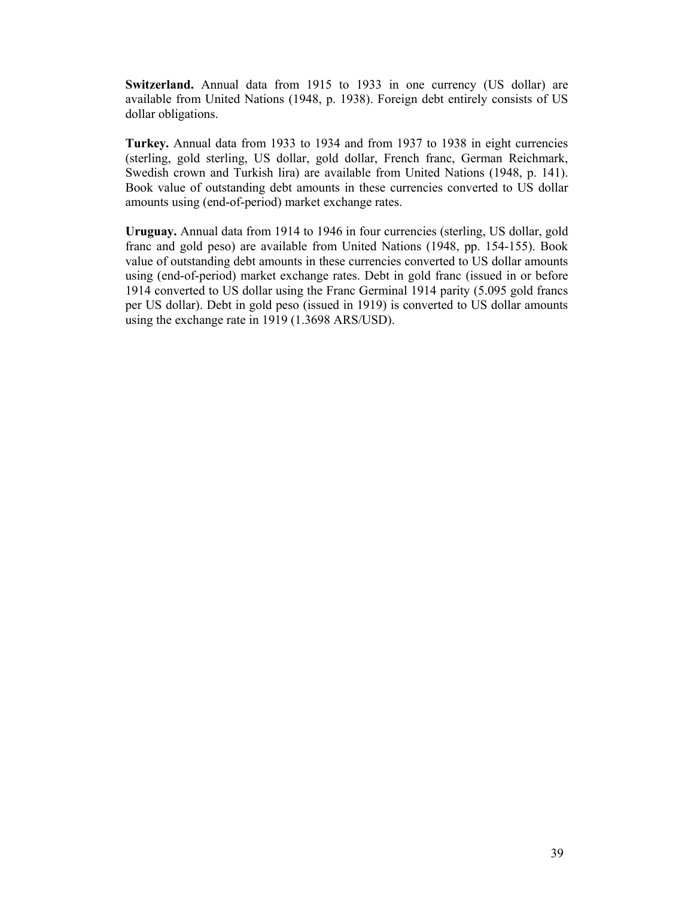**Switzerland.** Annual data from 1915 to 1933 in one currency (US dollar) are available from United Nations (1948, p. 1938). Foreign debt entirely consists of US dollar obligations.

**Turkey.** Annual data from 1933 to 1934 and from 1937 to 1938 in eight currencies (sterling, gold sterling, US dollar, gold dollar, French franc, German Reichmark, Swedish crown and Turkish lira) are available from United Nations (1948, p. 141). Book value of outstanding debt amounts in these currencies converted to US dollar amounts using (end-of-period) market exchange rates.

**Uruguay.** Annual data from 1914 to 1946 in four currencies (sterling, US dollar, gold franc and gold peso) are available from United Nations (1948, pp. 154-155). Book value of outstanding debt amounts in these currencies converted to US dollar amounts using (end-of-period) market exchange rates. Debt in gold franc (issued in or before 1914 converted to US dollar using the Franc Germinal 1914 parity (5.095 gold francs per US dollar). Debt in gold peso (issued in 1919) is converted to US dollar amounts using the exchange rate in 1919 (1.3698 ARS/USD).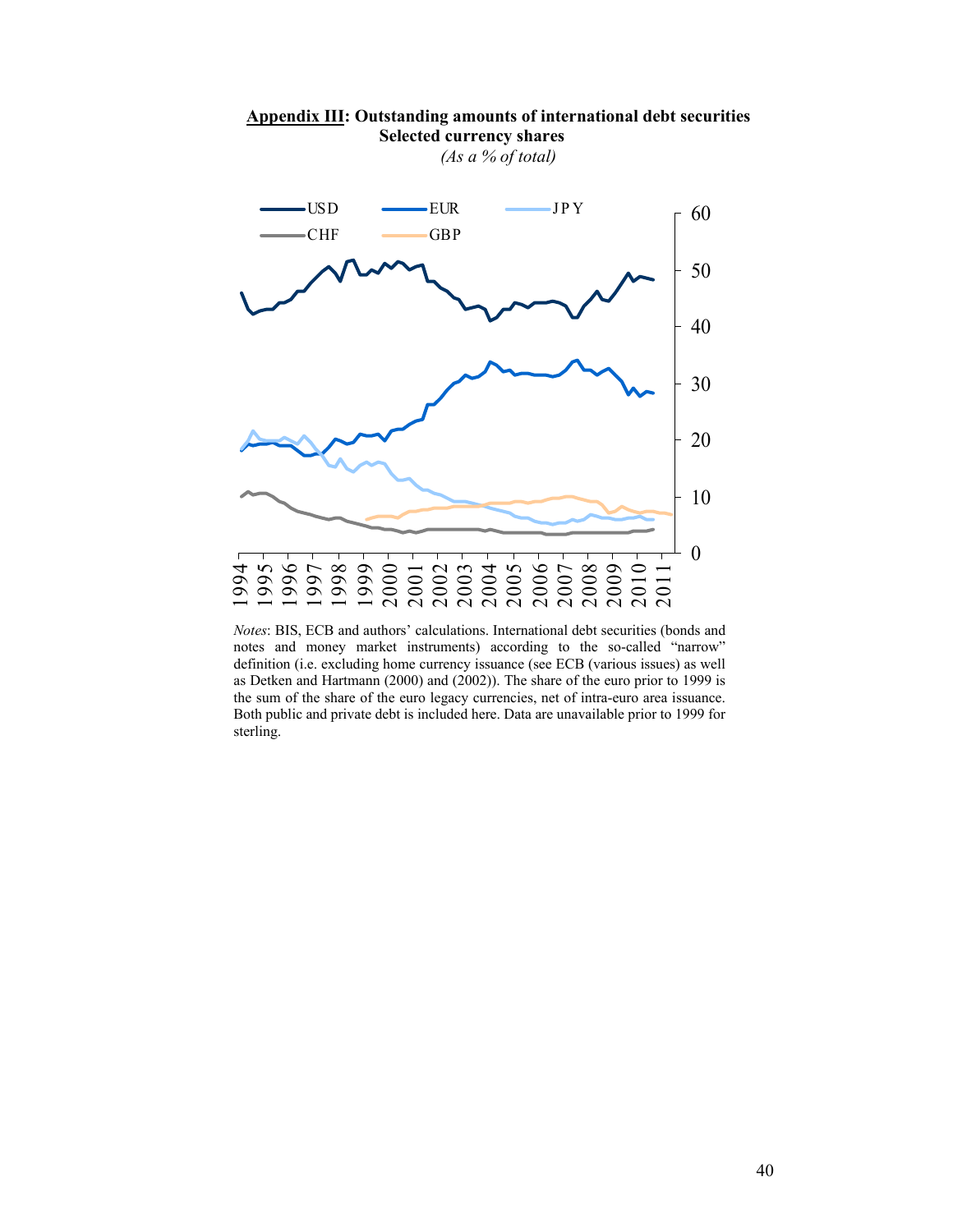**Appendix III: Outstanding amounts of international debt securities**
**Selected currency shares**
*(As a % of total)*

USD
EUR
JPY
CHF
GBP

60
50
40
30
20
10
0

1994
1995
1996
1997
1998
1999
2000
2001
2002
2003
2004
2005
2006
2007
2008
2009
2010
2011

*Notes*: BIS, ECB and authors' calculations. International debt securities (bonds and notes and money market instruments) according to the so-called "narrow" definition (i.e. excluding home currency issuance (see ECB (various issues) as well as Detken and Hartmann (2000) and (2002)). The share of the euro prior to 1999 is the sum of the share of the euro legacy currencies, net of intra-euro area issuance. Both public and private debt is included here. Data are unavailable prior to 1999 for sterling.